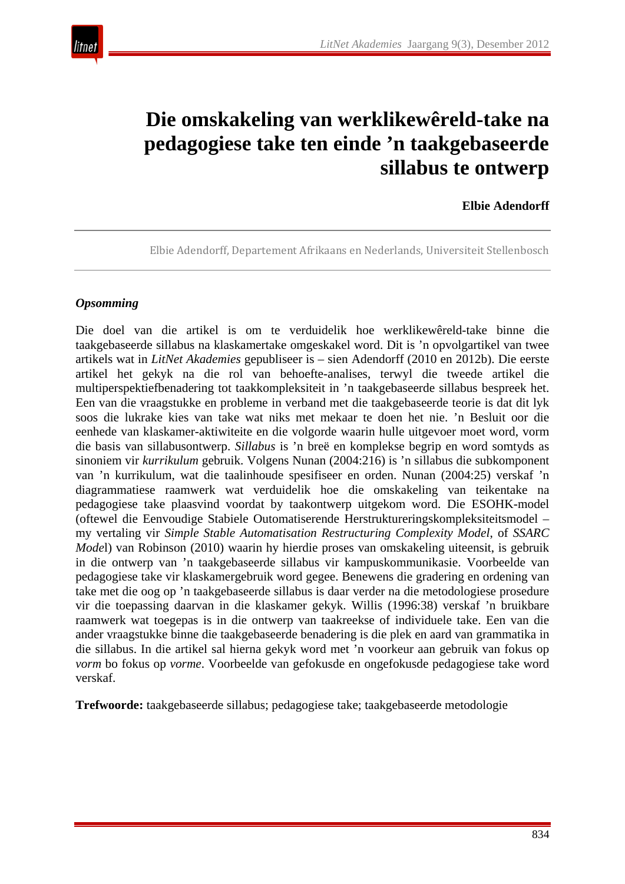# Die omskakeling van werklikewêreld-take na pedagogiese take ten einde 'n taakgebaseerde sillabus te ontwerp

**Elbie Adendorff**

Elbie Adendorff, Departement Afrikaans en Nederlands, Universiteit Stellenbosch

***Opsomming***

Die doel van die artikel is om te verduidelik hoe werklikewêreld-take binne die taakgebaseerde sillabus na klaskamertake omgeskakel word. Dit is 'n opvolgartikel van twee artikels wat in *LitNet Akademies* gepubliseer is – sien Adendorff (2010 en 2012b). Die eerste artikel het gekyk na die rol van behoefte-analises, terwyl die tweede artikel die multiperspektiefbenadering tot taakkompleksiteit in 'n taakgebaseerde sillabus bespreek het. Een van die vraagstukke en probleme in verband met die taakgebaseerde teorie is dat dit lyk soos die lukrake kies van take wat niks met mekaar te doen het nie. 'n Besluit oor die eenhede van klaskamer-aktiwiteite en die volgorde waarin hulle uitgevoer moet word, vorm die basis van sillabusontwerp. *Sillabus* is 'n breë en komplekse begrip en word somtyds as sinoniem vir *kurrikulum* gebruik. Volgens Nunan (2004:216) is 'n sillabus die subkomponent van 'n kurrikulum, wat die taalinhoude spesifiseer en orden. Nunan (2004:25) verskaf 'n diagrammatiese raamwerk wat verduidelik hoe die omskakeling van teikentake na pedagogiese take plaasvind voordat by taakontwerp uitgekom word. Die ESOHK-model (oftewel die Eenvoudige Stabiele Outomatiserende Herstruktureringskompleksiteitsmodel – my vertaling vir *Simple Stable Automatisation Restructuring Complexity Model*, of *SSARC Model*) van Robinson (2010) waarin hy hierdie proses van omskakeling uiteensit, is gebruik in die ontwerp van 'n taakgebaseerde sillabus vir kampuskommunikasie. Voorbeelde van pedagogiese take vir klaskamergebruik word gegee. Benewens die gradering en ordening van take met die oog op 'n taakgebaseerde sillabus is daar verder na die metodologiese prosedure vir die toepassing daarvan in die klaskamer gekyk. Willis (1996:38) verskaf 'n bruikbare raamwerk wat toegepas is in die ontwerp van taakreekse of individuele take. Een van die ander vraagstukke binne die taakgebaseerde benadering is die plek en aard van grammatika in die sillabus. In die artikel sal hierna gekyk word met 'n voorkeur aan gebruik van fokus op *vorm* bo fokus op *vorme*. Voorbeelde van gefokusde en ongefokusde pedagogiese take word verskaf.

**Trefwoorde:** taakgebaseerde sillabus; pedagogiese take; taakgebaseerde metodologie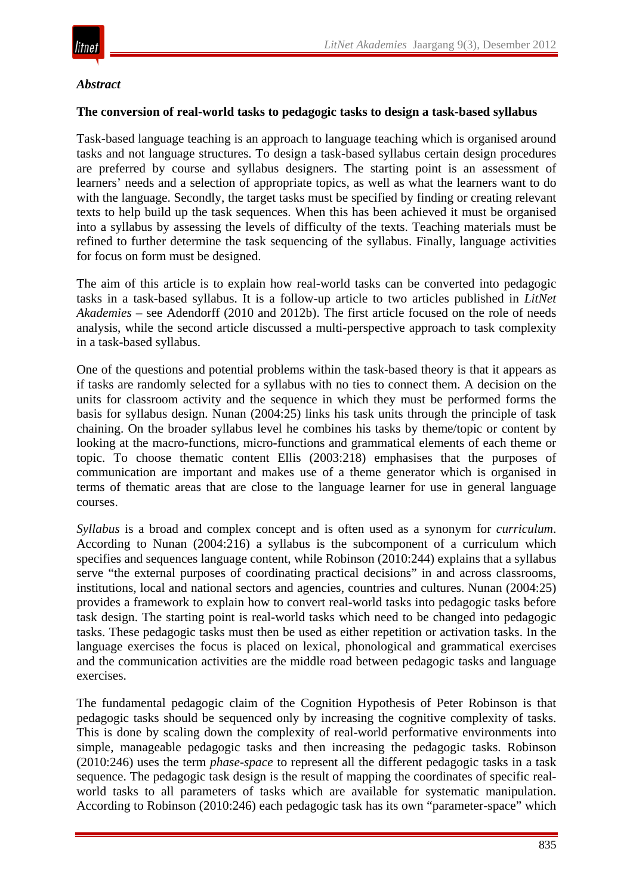### *Abstract*

**The conversion of real-world tasks to pedagogic tasks to design a task-based syllabus**

Task-based language teaching is an approach to language teaching which is organised around tasks and not language structures. To design a task-based syllabus certain design procedures are preferred by course and syllabus designers. The starting point is an assessment of learners' needs and a selection of appropriate topics, as well as what the learners want to do with the language. Secondly, the target tasks must be specified by finding or creating relevant texts to help build up the task sequences. When this has been achieved it must be organised into a syllabus by assessing the levels of difficulty of the texts. Teaching materials must be refined to further determine the task sequencing of the syllabus. Finally, language activities for focus on form must be designed.

The aim of this article is to explain how real-world tasks can be converted into pedagogic tasks in a task-based syllabus. It is a follow-up article to two articles published in *LitNet Akademies* – see Adendorff (2010 and 2012b). The first article focused on the role of needs analysis, while the second article discussed a multi-perspective approach to task complexity in a task-based syllabus.

One of the questions and potential problems within the task-based theory is that it appears as if tasks are randomly selected for a syllabus with no ties to connect them. A decision on the units for classroom activity and the sequence in which they must be performed forms the basis for syllabus design. Nunan (2004:25) links his task units through the principle of task chaining. On the broader syllabus level he combines his tasks by theme/topic or content by looking at the macro-functions, micro-functions and grammatical elements of each theme or topic. To choose thematic content Ellis (2003:218) emphasises that the purposes of communication are important and makes use of a theme generator which is organised in terms of thematic areas that are close to the language learner for use in general language courses.

*Syllabus* is a broad and complex concept and is often used as a synonym for *curriculum*. According to Nunan (2004:216) a syllabus is the subcomponent of a curriculum which specifies and sequences language content, while Robinson (2010:244) explains that a syllabus serve "the external purposes of coordinating practical decisions" in and across classrooms, institutions, local and national sectors and agencies, countries and cultures. Nunan (2004:25) provides a framework to explain how to convert real-world tasks into pedagogic tasks before task design. The starting point is real-world tasks which need to be changed into pedagogic tasks. These pedagogic tasks must then be used as either repetition or activation tasks. In the language exercises the focus is placed on lexical, phonological and grammatical exercises and the communication activities are the middle road between pedagogic tasks and language exercises.

The fundamental pedagogic claim of the Cognition Hypothesis of Peter Robinson is that pedagogic tasks should be sequenced only by increasing the cognitive complexity of tasks. This is done by scaling down the complexity of real-world performative environments into simple, manageable pedagogic tasks and then increasing the pedagogic tasks. Robinson (2010:246) uses the term *phase-space* to represent all the different pedagogic tasks in a task sequence. The pedagogic task design is the result of mapping the coordinates of specific real-world tasks to all parameters of tasks which are available for systematic manipulation. According to Robinson (2010:246) each pedagogic task has its own "parameter-space" which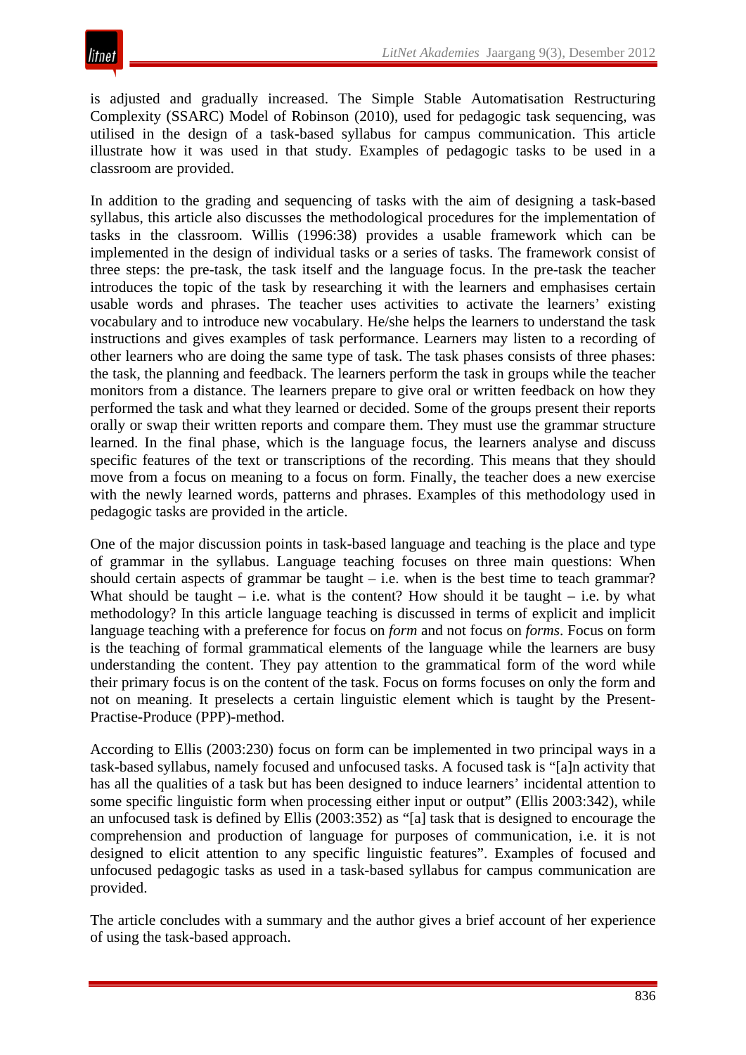is adjusted and gradually increased. The Simple Stable Automatisation Restructuring Complexity (SSARC) Model of Robinson (2010), used for pedagogic task sequencing, was utilised in the design of a task-based syllabus for campus communication. This article illustrate how it was used in that study. Examples of pedagogic tasks to be used in a classroom are provided.

In addition to the grading and sequencing of tasks with the aim of designing a task-based syllabus, this article also discusses the methodological procedures for the implementation of tasks in the classroom. Willis (1996:38) provides a usable framework which can be implemented in the design of individual tasks or a series of tasks. The framework consist of three steps: the pre-task, the task itself and the language focus. In the pre-task the teacher introduces the topic of the task by researching it with the learners and emphasises certain usable words and phrases. The teacher uses activities to activate the learners' existing vocabulary and to introduce new vocabulary. He/she helps the learners to understand the task instructions and gives examples of task performance. Learners may listen to a recording of other learners who are doing the same type of task. The task phases consists of three phases: the task, the planning and feedback. The learners perform the task in groups while the teacher monitors from a distance. The learners prepare to give oral or written feedback on how they performed the task and what they learned or decided. Some of the groups present their reports orally or swap their written reports and compare them. They must use the grammar structure learned. In the final phase, which is the language focus, the learners analyse and discuss specific features of the text or transcriptions of the recording. This means that they should move from a focus on meaning to a focus on form. Finally, the teacher does a new exercise with the newly learned words, patterns and phrases. Examples of this methodology used in pedagogic tasks are provided in the article.

One of the major discussion points in task-based language and teaching is the place and type of grammar in the syllabus. Language teaching focuses on three main questions: When should certain aspects of grammar be taught – i.e. when is the best time to teach grammar? What should be taught – i.e. what is the content? How should it be taught – i.e. by what methodology? In this article language teaching is discussed in terms of explicit and implicit language teaching with a preference for focus on *form* and not focus on *forms*. Focus on form is the teaching of formal grammatical elements of the language while the learners are busy understanding the content. They pay attention to the grammatical form of the word while their primary focus is on the content of the task. Focus on forms focuses on only the form and not on meaning. It preselects a certain linguistic element which is taught by the Present-Practise-Produce (PPP)-method.

According to Ellis (2003:230) focus on form can be implemented in two principal ways in a task-based syllabus, namely focused and unfocused tasks. A focused task is "[a]n activity that has all the qualities of a task but has been designed to induce learners' incidental attention to some specific linguistic form when processing either input or output" (Ellis 2003:342), while an unfocused task is defined by Ellis (2003:352) as "[a] task that is designed to encourage the comprehension and production of language for purposes of communication, i.e. it is not designed to elicit attention to any specific linguistic features". Examples of focused and unfocused pedagogic tasks as used in a task-based syllabus for campus communication are provided.

The article concludes with a summary and the author gives a brief account of her experience of using the task-based approach.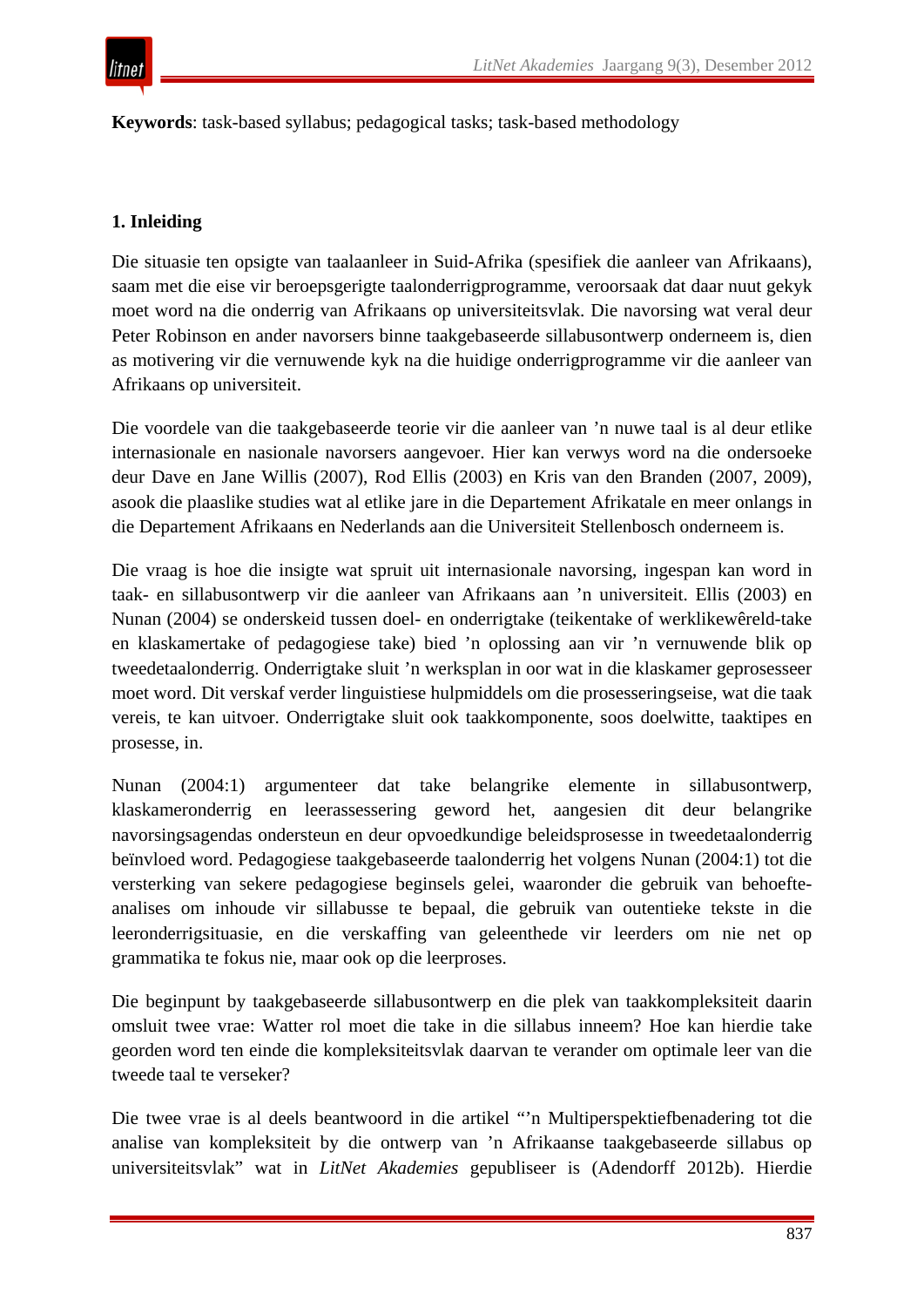**Keywords**: task-based syllabus; pedagogical tasks; task-based methodology

## 1. Inleiding

Die situasie ten opsigte van taalaanleer in Suid-Afrika (spesifiek die aanleer van Afrikaans), saam met die eise vir beroepsgerigte taalonderrigprogramme, veroorsaak dat daar nuut gekyk moet word na die onderrig van Afrikaans op universiteitsvlak. Die navorsing wat veral deur Peter Robinson en ander navorsers binne taakgebaseerde sillabusontwerp onderneem is, dien as motivering vir die vernuwende kyk na die huidige onderrigprogramme vir die aanleer van Afrikaans op universiteit.

Die voordele van die taakgebaseerde teorie vir die aanleer van ’n nuwe taal is al deur etlike internasionale en nasionale navorsers aangevoer. Hier kan verwys word na die ondersoeke deur Dave en Jane Willis (2007), Rod Ellis (2003) en Kris van den Branden (2007, 2009), asook die plaaslike studies wat al etlike jare in die Departement Afrikatale en meer onlangs in die Departement Afrikaans en Nederlands aan die Universiteit Stellenbosch onderneem is.

Die vraag is hoe die insigte wat spruit uit internasionale navorsing, ingespan kan word in taak- en sillabusontwerp vir die aanleer van Afrikaans aan ’n universiteit. Ellis (2003) en Nunan (2004) se onderskeid tussen doel- en onderrigtake (teikentake of werklikewêreld-take en klaskamertake of pedagogiese take) bied ’n oplossing aan vir ’n vernuwende blik op tweedetaalonderrig. Onderrigtake sluit ’n werksplan in oor wat in die klaskamer geprosesseer moet word. Dit verskaf verder linguistiese hulpmiddels om die prosesseringseise, wat die taak vereis, te kan uitvoer. Onderrigtake sluit ook taakkomponente, soos doelwitte, taaktipes en prosesse, in.

Nunan (2004:1) argumenteer dat take belangrike elemente in sillabusontwerp, klaskameronderrig en leerassessering geword het, aangesien dit deur belangrike navorsingsagendas ondersteun en deur opvoedkundige beleidsprosesse in tweedetaalonderrig beïnvloed word. Pedagogiese taakgebaseerde taalonderrig het volgens Nunan (2004:1) tot die versterking van sekere pedagogiese beginsels gelei, waaronder die gebruik van behoefte-analises om inhoude vir sillabusse te bepaal, die gebruik van outentieke tekste in die leeronderrigsituasie, en die verskaffing van geleenthede vir leerders om nie net op grammatika te fokus nie, maar ook op die leerproses.

Die beginpunt by taakgebaseerde sillabusontwerp en die plek van taakkompleksiteit daarin omsluit twee vrae: Watter rol moet die take in die sillabus inneem? Hoe kan hierdie take georden word ten einde die kompleksiteitsvlak daarvan te verander om optimale leer van die tweede taal te verseker?

Die twee vrae is al deels beantwoord in die artikel “’n Multiperspektiefbenadering tot die analise van kompleksiteit by die ontwerp van ’n Afrikaanse taakgebaseerde sillabus op universiteitsvlak” wat in *LitNet Akademies* gepubliseer is (Adendorff 2012b). Hierdie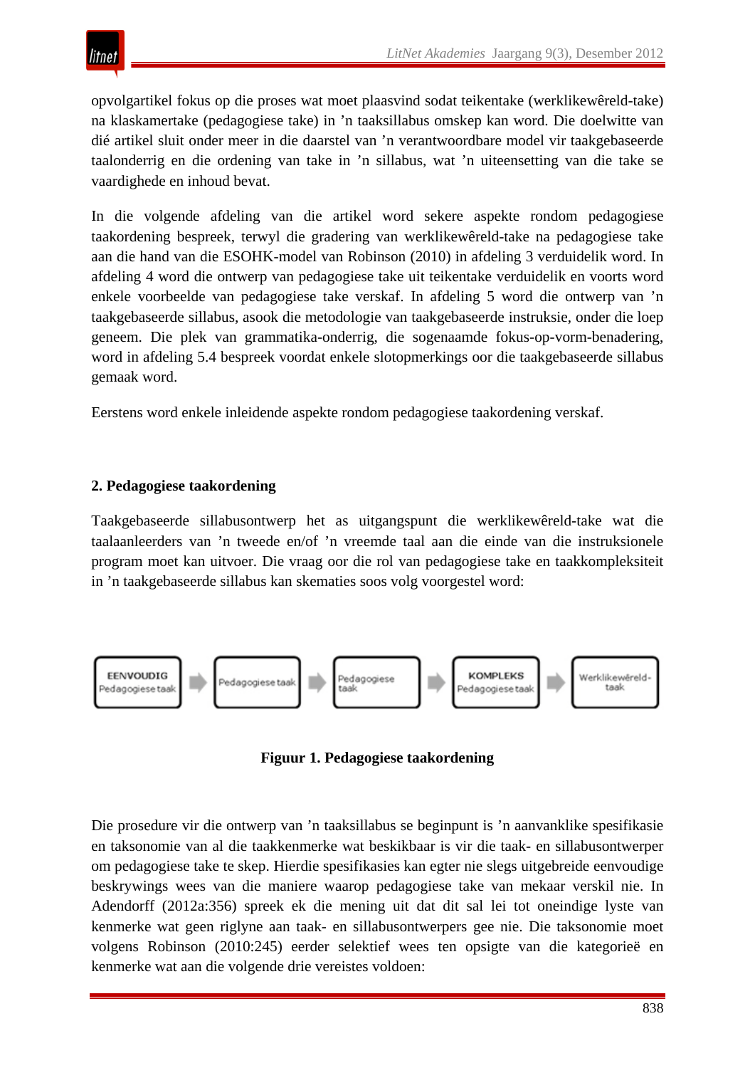opvolgartikel fokus op die proses wat moet plaasvind sodat teikentake (werklikewêreld-take) na klaskamertake (pedagogiese take) in ’n taaksillabus omskep kan word. Die doelwitte van dié artikel sluit onder meer in die daarstel van ’n verantwoordbare model vir taakgebaseerde taalonderrig en die ordening van take in ’n sillabus, wat ’n uiteensetting van die take se vaardighede en inhoud bevat.

In die volgende afdeling van die artikel word sekere aspekte rondom pedagogiese taakordening bespreek, terwyl die gradering van werklikewêreld-take na pedagogiese take aan die hand van die ESOHK-model van Robinson (2010) in afdeling 3 verduidelik word. In afdeling 4 word die ontwerp van pedagogiese take uit teikentake verduidelik en voorts word enkele voorbeelde van pedagogiese take verskaf. In afdeling 5 word die ontwerp van ’n taakgebaseerde sillabus, asook die metodologie van taakgebaseerde instruksie, onder die loep geneem. Die plek van grammatika-onderrig, die sogenaamde fokus-op-vorm-benadering, word in afdeling 5.4 bespreek voordat enkele slotopmerkings oor die taakgebaseerde sillabus gemaak word.

Eerstens word enkele inleidende aspekte rondom pedagogiese taakordening verskaf.

## 2. Pedagogiese taakordening

Taakgebaseerde sillabusontwerp het as uitgangspunt die werklikewêreld-take wat die taalaanleerders van ’n tweede en/of ’n vreemde taal aan die einde van die instruksionele program moet kan uitvoer. Die vraag oor die rol van pedagogiese take en taakkompleksiteit in ’n taakgebaseerde sillabus kan skematies soos volg voorgestel word:

EENVOUDIG Pedagogiese taak → Pedagogiese taak → Pedagogiese taak → KOMPLEKS Pedagogiese taak → Werklikewêreld-taak

**Figuur 1. Pedagogiese taakordening**

Die prosedure vir die ontwerp van ’n taaksillabus se beginpunt is ’n aanvanklike spesifikasie en taksonomie van al die taakkenmerke wat beskikbaar is vir die taak- en sillabusontwerper om pedagogiese take te skep. Hierdie spesifikasies kan egter nie slegs uitgebreide eenvoudige beskrywings wees van die maniere waarop pedagogiese take van mekaar verskil nie. In Adendorff (2012a:356) spreek ek die mening uit dat dit sal lei tot oneindige lyste van kenmerke wat geen riglyne aan taak- en sillabusontwerpers gee nie. Die taksonomie moet volgens Robinson (2010:245) eerder selektief wees ten opsigte van die kategorieë en kenmerke wat aan die volgende drie vereistes voldoen: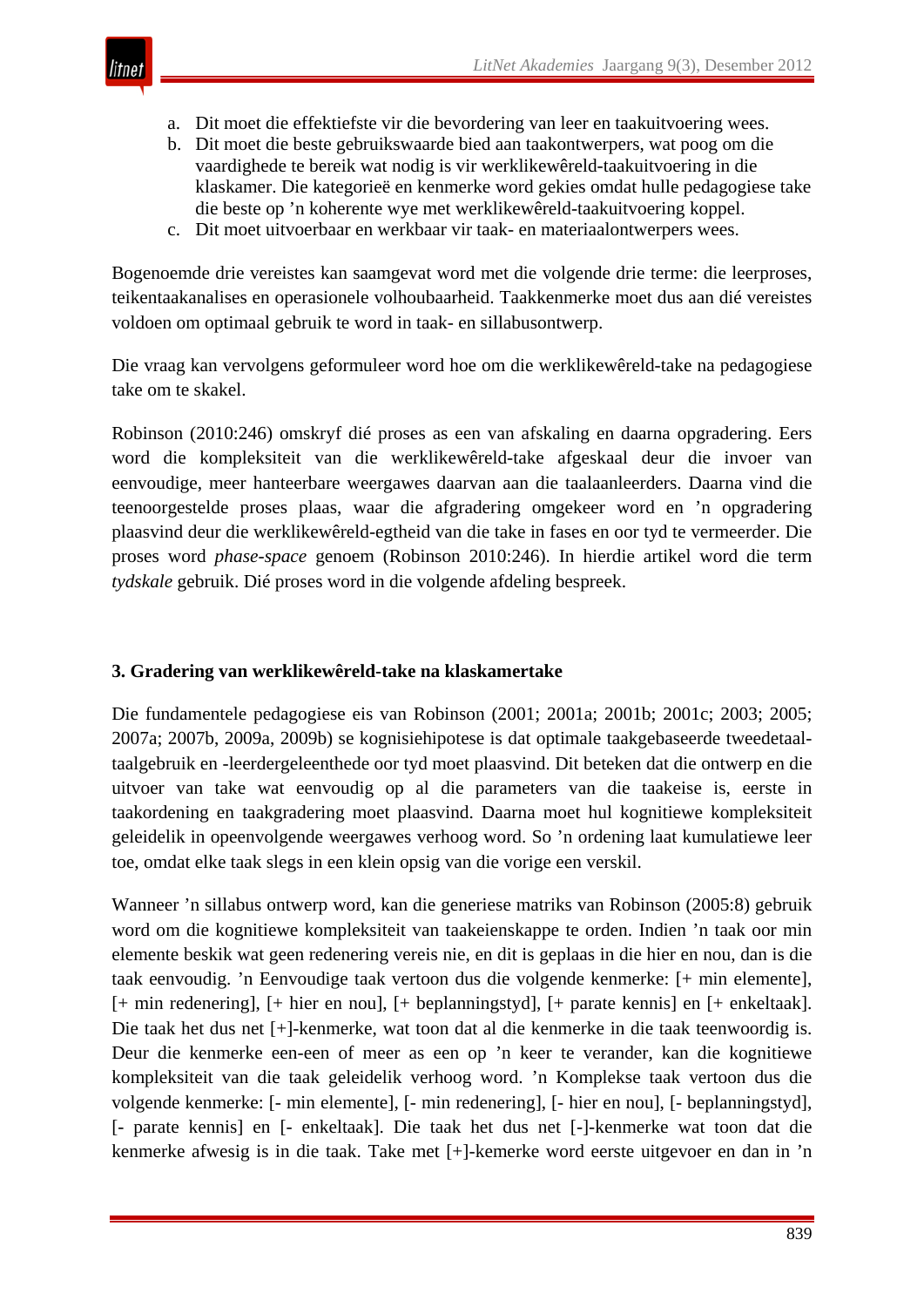a. Dit moet die effektiefste vir die bevordering van leer en taakuitvoering wees.
b. Dit moet die beste gebruikswaarde bied aan taakontwerpers, wat poog om die vaardighede te bereik wat nodig is vir werklikewêreld-taakuitvoering in die klaskamer. Die kategorieë en kenmerke word gekies omdat hulle pedagogiese take die beste op 'n koherente wye met werklikewêreld-taakuitvoering koppel.
c. Dit moet uitvoerbaar en werkbaar vir taak- en materiaalontwerpers wees.

Bogenoemde drie vereistes kan saamgevat word met die volgende drie terme: die leerproses, teikentaakanalises en operasionele volhoubaarheid. Taakkenmerke moet dus aan dié vereistes voldoen om optimaal gebruik te word in taak- en sillabusontwerp.

Die vraag kan vervolgens geformuleer word hoe om die werklikewêreld-take na pedagogiese take om te skakel.

Robinson (2010:246) omskryf dié proses as een van afskaling en daarna opgradering. Eers word die kompleksiteit van die werklikewêreld-take afgeskaal deur die invoer van eenvoudige, meer hanteerbare weergawes daarvan aan die taalaanleerders. Daarna vind die teenoorgestelde proses plaas, waar die afgradering omgekeer word en 'n opgradering plaasvind deur die werklikewêreld-egtheid van die take in fases en oor tyd te vermeerder. Die proses word *phase-space* genoem (Robinson 2010:246). In hierdie artikel word die term *tydskale* gebruik. Dié proses word in die volgende afdeling bespreek.

## 3. Gradering van werklikewêreld-take na klaskamertake

Die fundamentele pedagogiese eis van Robinson (2001; 2001a; 2001b; 2001c; 2003; 2005; 2007a; 2007b, 2009a, 2009b) se kognisiehipotese is dat optimale taakgebaseerde tweedetaal-taalgebruik en -leerdergeleenthede oor tyd moet plaasvind. Dit beteken dat die ontwerp en die uitvoer van take wat eenvoudig op al die parameters van die taakeise is, eerste in taakordening en taakgradering moet plaasvind. Daarna moet hul kognitiewe kompleksiteit geleidelik in opeenvolgende weergawes verhoog word. So 'n ordening laat kumulatiewe leer toe, omdat elke taak slegs in een klein opsig van die vorige een verskil.

Wanneer 'n sillabus ontwerp word, kan die generiese matriks van Robinson (2005:8) gebruik word om die kognitiewe kompleksiteit van taakeienskappe te orden. Indien 'n taak oor min elemente beskik wat geen redenering vereis nie, en dit is geplaas in die hier en nou, dan is die taak eenvoudig. 'n Eenvoudige taak vertoon dus die volgende kenmerke: [+ min elemente], [+ min redenering], [+ hier en nou], [+ beplanningstyd], [+ parate kennis] en [+ enkeltaak]. Die taak het dus net [+]-kenmerke, wat toon dat al die kenmerke in die taak teenwoordig is. Deur die kenmerke een-een of meer as een op 'n keer te verander, kan die kognitiewe kompleksiteit van die taak geleidelik verhoog word. 'n Komplekse taak vertoon dus die volgende kenmerke: [- min elemente], [- min redenering], [- hier en nou], [- beplanningstyd], [- parate kennis] en [- enkeltaak]. Die taak het dus net [-]-kenmerke wat toon dat die kenmerke afwesig is in die taak. Take met [+]-kemerke word eerste uitgevoer en dan in 'n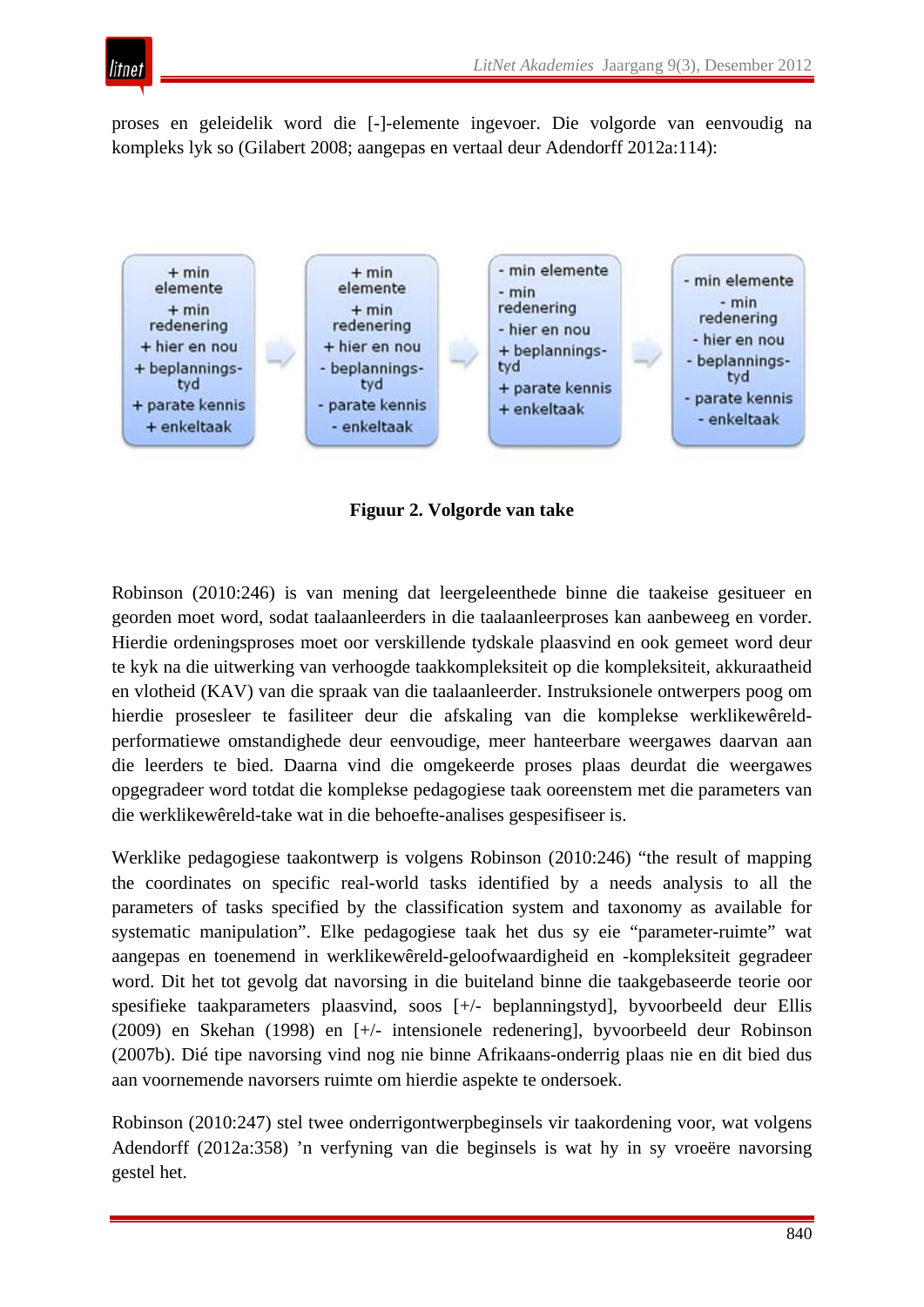proses en geleidelik word die [-]-elemente ingevoer. Die volgorde van eenvoudig na kompleks lyk so (Gilabert 2008; aangepas en vertaal deur Adendorff 2012a:114):

| 1 | 2 | 3 | 4 |
|---|---|---|---|
| + min elemente | + min elemente | - min elemente | - min elemente |
| + min redenering | + min redenering | - min redenering | - min redenering |
| + hier en nou | + hier en nou | - hier en nou | - hier en nou |
| + beplannings-tyd | - beplannings-tyd | + beplannings-tyd | - beplannings-tyd |
| + parate kennis | - parate kennis | + parate kennis | - parate kennis |
| + enkeltaak | - enkeltaak | + enkeltaak | - enkeltaak |

**Figuur 2. Volgorde van take**

Robinson (2010:246) is van mening dat leergeleenthede binne die taakeise gesitueer en georden moet word, sodat taalaanleerders in die taalaanleerproses kan aanbeweeg en vorder. Hierdie ordeningsproses moet oor verskillende tydskale plaasvind en ook gemeet word deur te kyk na die uitwerking van verhoogde taakkompleksiteit op die kompleksiteit, akkuraatheid en vlotheid (KAV) van die spraak van die taalaanleerder. Instruksionele ontwerpers poog om hierdie proseseer te fasiliteer deur die afskaling van die komplekse werklikewêreld-performatiewe omstandighede deur eenvoudige, meer hanteerbare weergawes daarvan aan die leerders te bied. Daarna vind die omgekeerde proses plaas deurdat die weergawes opgegradeer word totdat die komplekse pedagogiese taak ooreenstem met die parameters van die werklikewêreld-take wat in die behoefte-analises gespesifiseer is.

Werklike pedagogiese taakontwerp is volgens Robinson (2010:246) "the result of mapping the coordinates on specific real-world tasks identified by a needs analysis to all the parameters of tasks specified by the classification system and taxonomy as available for systematic manipulation". Elke pedagogiese taak het dus sy eie "parameter-ruimte" wat aangepas en toenemend in werklikewêreld-geloofwaardigheid en -kompleksiteit gegradeer word. Dit het tot gevolg dat navorsing in die buiteland binne die taakgebaseerde teorie oor spesifieke taakparameters plaasvind, soos [+/- beplanningstyd], byvoorbeeld deur Ellis (2009) en Skehan (1998) en [+/- intensionele redenering], byvoorbeeld deur Robinson (2007b). Dié tipe navorsing vind nog nie binne Afrikaans-onderrig plaas nie en dit bied dus aan voornemende navorsers ruimte om hierdie aspekte te ondersoek.

Robinson (2010:247) stel twee onderrigontwerpbeginsels vir taakordening voor, wat volgens Adendorff (2012a:358) 'n verfyning van die beginsels is wat hy in sy vroeëre navorsing gestel het.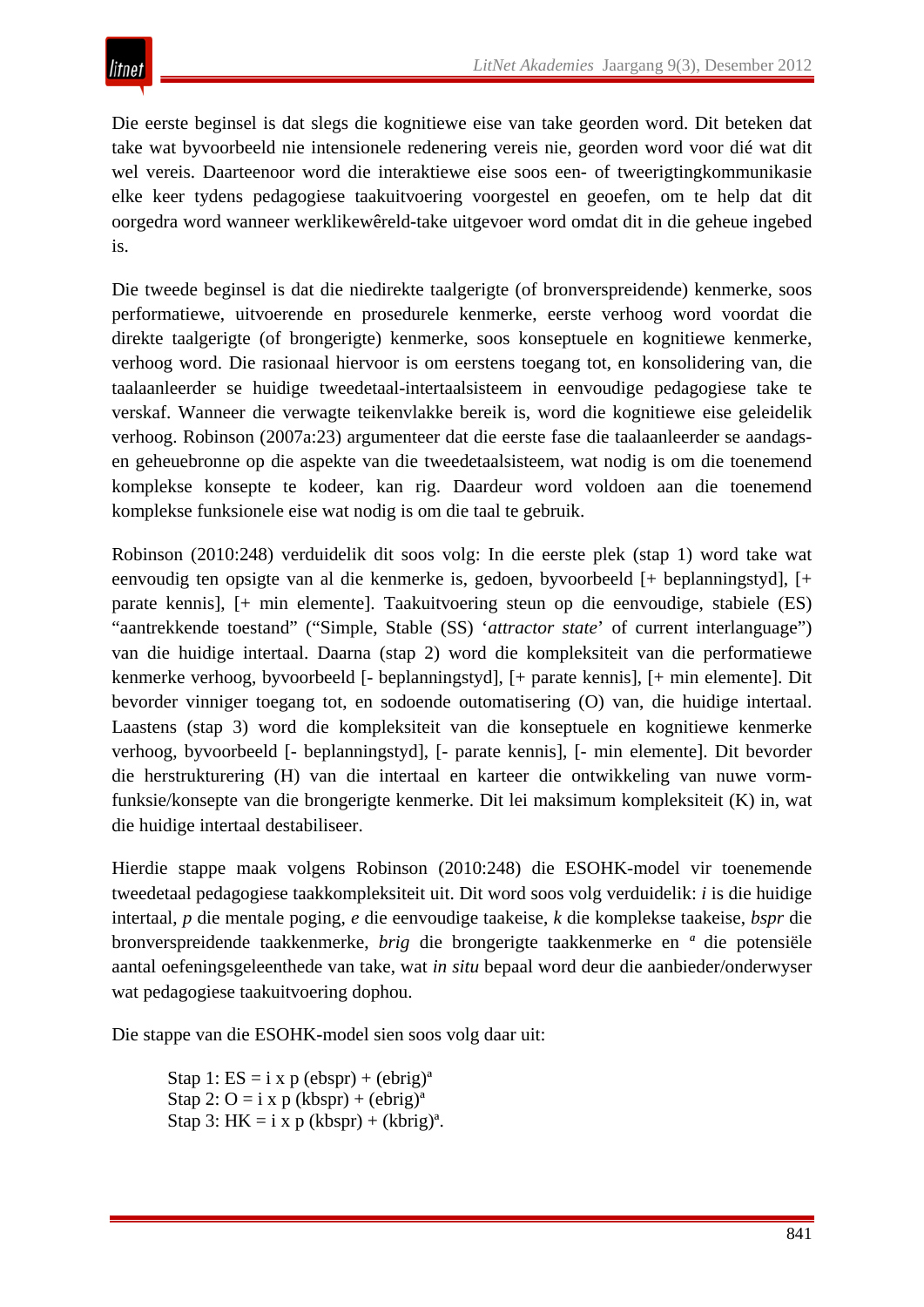Die eerste beginsel is dat slegs die kognitiewe eise van take georden word. Dit beteken dat take wat byvoorbeeld nie intensionele redenering vereis nie, georden word voor dié wat dit wel vereis. Daarteenoor word die interaktiewe eise soos een- of tweerigtingkommunikasie elke keer tydens pedagogiese taakuitvoering voorgestel en geoefen, om te help dat dit oorgedra word wanneer werklikewêreld-take uitgevoer word omdat dit in die geheue ingebed is.

Die tweede beginsel is dat die niedirekte taalgerigte (of bronverspreidende) kenmerke, soos performatiewe, uitvoerende en prosedurele kenmerke, eerste verhoog word voordat die direkte taalgerigte (of brongerigte) kenmerke, soos konseptuele en kognitiewe kenmerke, verhoog word. Die rasionaal hiervoor is om eerstens toegang tot, en konsolidering van, die taalaanleerder se huidige tweedetaal-intertaalsisteem in eenvoudige pedagogiese take te verskaf. Wanneer die verwagte teikenvlakke bereik is, word die kognitiewe eise geleidelik verhoog. Robinson (2007a:23) argumenteer dat die eerste fase die taalaanleerder se aandags- en geheuebronne op die aspekte van die tweedetaalsisteem, wat nodig is om die toenemend komplekse konsepte te kodeer, kan rig. Daardeur word voldoen aan die toenemend komplekse funksionele eise wat nodig is om die taal te gebruik.

Robinson (2010:248) verduidelik dit soos volg: In die eerste plek (stap 1) word take wat eenvoudig ten opsigte van al die kenmerke is, gedoen, byvoorbeeld [+ beplanningstyd], [+ parate kennis], [+ min elemente]. Taakuitvoering steun op die eenvoudige, stabiele (ES) "aantrekkende toestand" ("Simple, Stable (SS) '*attractor state*' of current interlanguage") van die huidige intertaal. Daarna (stap 2) word die kompleksiteit van die performatiewe kenmerke verhoog, byvoorbeeld [- beplanningstyd], [+ parate kennis], [+ min elemente]. Dit bevorder vinniger toegang tot, en sodoende outomatisering (O) van, die huidige intertaal. Laastens (stap 3) word die kompleksiteit van die konseptuele en kognitiewe kenmerke verhoog, byvoorbeeld [- beplanningstyd], [- parate kennis], [- min elemente]. Dit bevorder die herstrukturering (H) van die intertaal en karteer die ontwikkeling van nuwe vorm-funksie/konsepte van die brongerigte kenmerke. Dit lei maksimum kompleksiteit (K) in, wat die huidige intertaal destabiliseer.

Hierdie stappe maak volgens Robinson (2010:248) die ESOHK-model vir toenemende tweedetaal pedagogiese taakkompleksiteit uit. Dit word soos volg verduidelik: *i* is die huidige intertaal, *p* die mentale poging, *e* die eenvoudige taakeise, *k* die komplekse taakeise, *bspr* die bronverspreidende taakkenmerke, *brig* die brongerigte taakkenmerke en $^{a}$ die potensiële aantal oefeningsgeleenthede van take, wat *in situ* bepaal word deur die aanbieder/onderwyser wat pedagogiese taakuitvoering dophou.

Die stappe van die ESOHK-model sien soos volg daar uit:

> Stap 1: ES = i x p (ebspr) + (ebrig)$^{a}$
> Stap 2: O = i x p (kbspr) + (ebrig)$^{a}$
> Stap 3: HK = i x p (kbspr) + (kbrig)$^{a}$.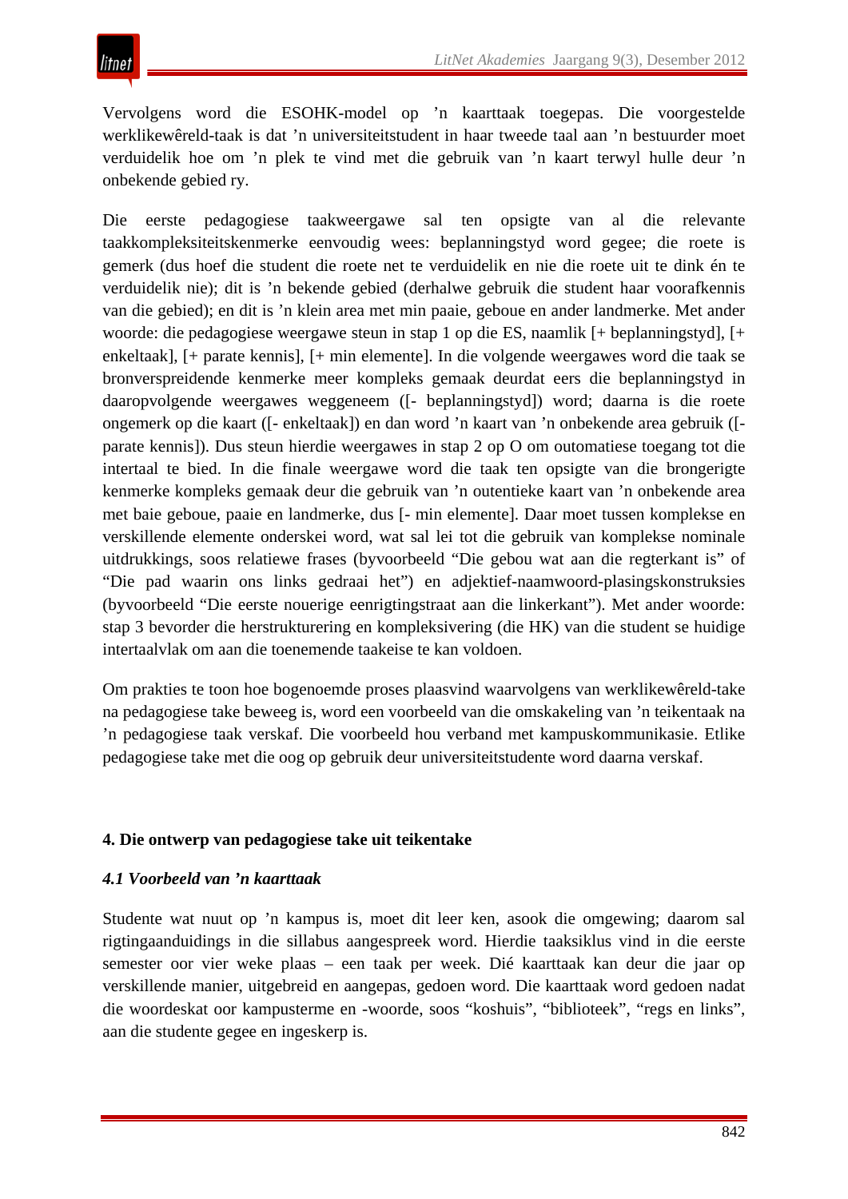Vervolgens word die ESOHK-model op ’n kaarttaak toegepas. Die voorgestelde werklikewêreld-taak is dat ’n universiteitstudent in haar tweede taal aan ’n bestuurder moet verduidelik hoe om ’n plek te vind met die gebruik van ’n kaart terwyl hulle deur ’n onbekende gebied ry.

Die eerste pedagogiese taakweergawe sal ten opsigte van al die relevante taakkompleksiteitskenmerke eenvoudig wees: beplanningstyd word gegee; die roete is gemerk (dus hoef die student die roete net te verduidelik en nie die roete uit te dink én te verduidelik nie); dit is ’n bekende gebied (derhalwe gebruik die student haar voorafkennis van die gebied); en dit is ’n klein area met min paaie, geboue en ander landmerke. Met ander woorde: die pedagogiese weergawe steun in stap 1 op die ES, naamlik [+ beplanningstyd], [+ enkeltaak], [+ parate kennis], [+ min elemente]. In die volgende weergawes word die taak se bronverspreidende kenmerke meer kompleks gemaak deurdat eers die beplanningstyd in daaropvolgende weergawes weggeneem ([- beplanningstyd]) word; daarna is die roete ongemerk op die kaart ([- enkeltaak]) en dan word ’n kaart van ’n onbekende area gebruik ([- parate kennis]). Dus steun hierdie weergawes in stap 2 op O om outomatiese toegang tot die intertaal te bied. In die finale weergawe word die taak ten opsigte van die brongerigte kenmerke kompleks gemaak deur die gebruik van ’n outentieke kaart van ’n onbekende area met baie geboue, paaie en landmerke, dus [- min elemente]. Daar moet tussen komplekse en verskillende elemente onderskei word, wat sal lei tot die gebruik van komplekse nominale uitdrukkings, soos relatiewe frases (byvoorbeeld “Die gebou wat aan die regterkant is” of “Die pad waarin ons links gedraai het”) en adjektief-naamwoord-plasingskonstruksies (byvoorbeeld “Die eerste nouerige eenrigtingstraat aan die linkerkant”). Met ander woorde: stap 3 bevorder die herstrukturering en kompleksivering (die HK) van die student se huidige intertaalvlak om aan die toenemende taakeise te kan voldoen.

Om prakties te toon hoe bogenoemde proses plaasvind waarvolgens van werklikewêreld-take na pedagogiese take beweeg is, word een voorbeeld van die omskakeling van ’n teikentaak na ’n pedagogiese taak verskaf. Die voorbeeld hou verband met kampuskommunikasie. Etlike pedagogiese take met die oog op gebruik deur universiteitstudente word daarna verskaf.

## 4. Die ontwerp van pedagogiese take uit teikentake

### *4.1 Voorbeeld van ’n kaarttaak*

Studente wat nuut op ’n kampus is, moet dit leer ken, asook die omgewing; daarom sal rigtingaanduidings in die sillabus aangespreek word. Hierdie taaksiklus vind in die eerste semester oor vier weke plaas – een taak per week. Dié kaarttaak kan deur die jaar op verskillende manier, uitgebreid en aangepas, gedoen word. Die kaarttaak word gedoen nadat die woordeskat oor kampusterme en -woorde, soos “koshuis”, “biblioteek”, “regs en links”, aan die studente gegee en ingeskerp is.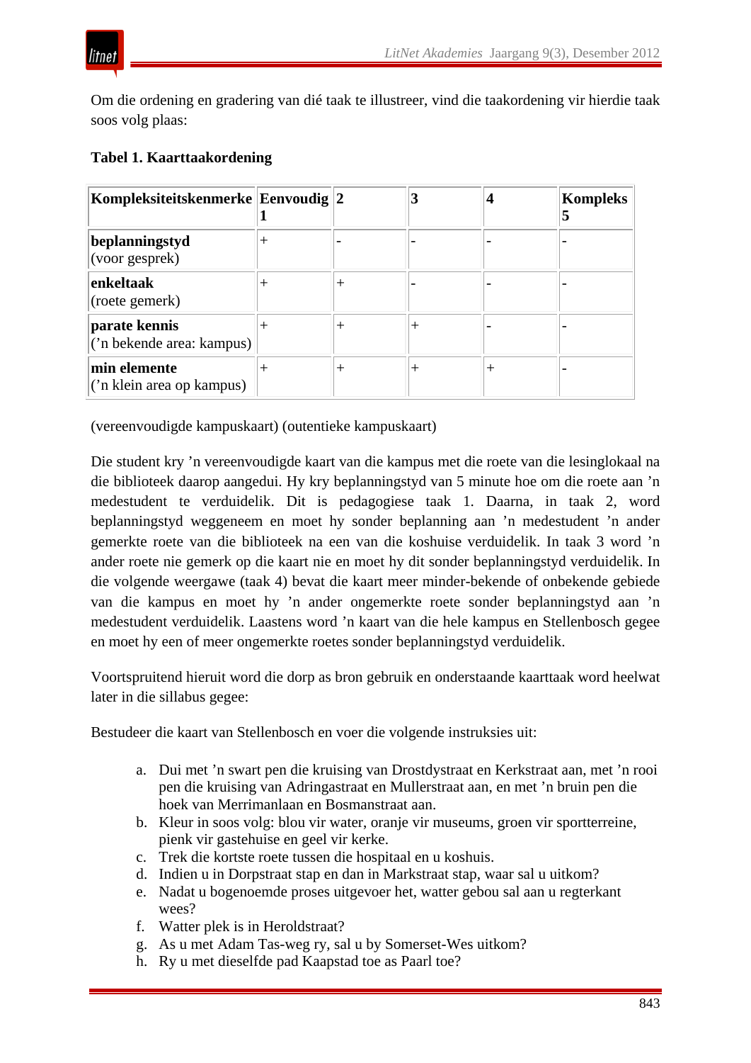Om die ordening en gradering van dié taak te illustreer, vind die taakordening vir hierdie taak soos volg plaas:

**Tabel 1. Kaarttaakordening**

| **Kompleksiteitskenmerke** | **Eenvoudig 1** | **2** | **3** | **4** | **Kompleks 5** |
|---|---|---|---|---|---|
| **beplanningstyd** (voor gesprek) | + | - | - | - | - |
| **enkeltaak** (roete gemerk) | + | + | - | - | - |
| **parate kennis** (’n bekende area: kampus) | + | + | + | - | - |
| **min elemente** (’n klein area op kampus) | + | + | + | + | - |

(vereenvoudigde kampuskaart) (outentieke kampuskaart)

Die student kry ’n vereenvoudigde kaart van die kampus met die roete van die lesinglokaal na die biblioteek daarop aangedui. Hy kry beplanningstyd van 5 minute hoe om die roete aan ’n medestudent te verduidelik. Dit is pedagogiese taak 1. Daarna, in taak 2, word beplanningstyd weggeneem en moet hy sonder beplanning aan ’n medestudent ’n ander gemerkte roete van die biblioteek na een van die koshuise verduidelik. In taak 3 word ’n ander roete nie gemerk op die kaart nie en moet hy dit sonder beplanningstyd verduidelik. In die volgende weergawe (taak 4) bevat die kaart meer minder-bekende of onbekende gebiede van die kampus en moet hy ’n ander ongemerkte roete sonder beplanningstyd aan ’n medestudent verduidelik. Laastens word ’n kaart van die hele kampus en Stellenbosch gegee en moet hy een of meer ongemerkte roetes sonder beplanningstyd verduidelik.

Voortspruitend hieruit word die dorp as bron gebruik en onderstaande kaarttaak word heelwat later in die sillabus gegee:

Bestudeer die kaart van Stellenbosch en voer die volgende instruksies uit:

a. Dui met ’n swart pen die kruising van Drostdystraat en Kerkstraat aan, met ’n rooi pen die kruising van Adringastraat en Mullerstraat aan, en met ’n bruin pen die hoek van Merrimanlaan en Bosmanstraat aan.
b. Kleur in soos volg: blou vir water, oranje vir museums, groen vir sportterreine, pienk vir gastehuise en geel vir kerke.
c. Trek die kortste roete tussen die hospitaal en u koshuis.
d. Indien u in Dorpstraat stap en dan in Markstraat stap, waar sal u uitkom?
e. Nadat u bogenoemde proses uitgevoer het, watter gebou sal aan u regterkant wees?
f. Watter plek is in Heroldstraat?
g. As u met Adam Tas-weg ry, sal u by Somerset-Wes uitkom?
h. Ry u met dieselfde pad Kaapstad toe as Paarl toe?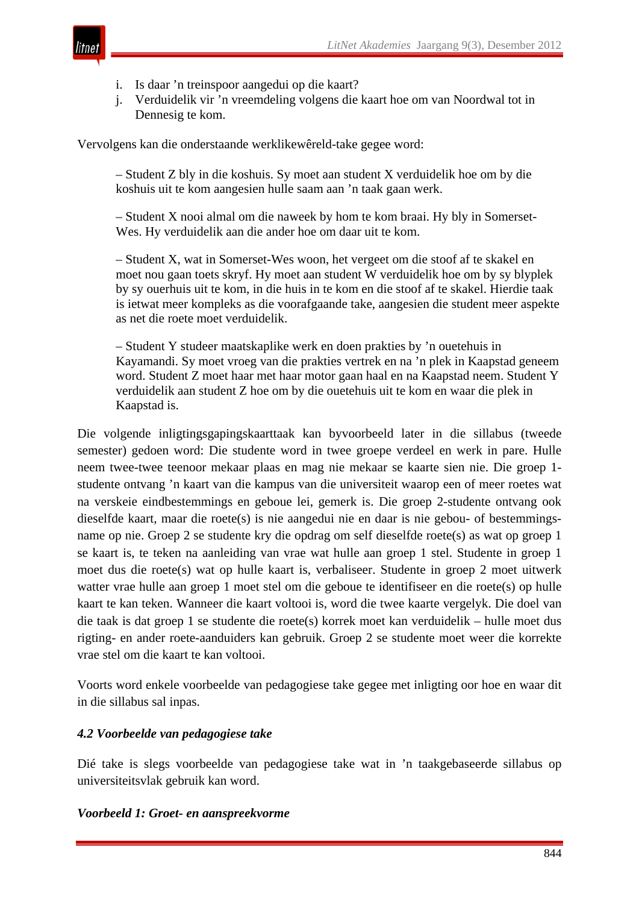i. Is daar ’n treinspoor aangedui op die kaart?
j. Verduidelik vir ’n vreemdeling volgens die kaart hoe om van Noordwal tot in Dennesig te kom.

Vervolgens kan die onderstaande werklikewêreld-take gegee word:

> – Student Z bly in die koshuis. Sy moet aan student X verduidelik hoe om by die koshuis uit te kom aangesien hulle saam aan ’n taak gaan werk.
>
> – Student X nooi almal om die naweek by hom te kom braai. Hy bly in Somerset-Wes. Hy verduidelik aan die ander hoe om daar uit te kom.
>
> – Student X, wat in Somerset-Wes woon, het vergeet om die stoof af te skakel en moet nou gaan toets skryf. Hy moet aan student W verduidelik hoe om by sy blyplek by sy ouerhuis uit te kom, in die huis in te kom en die stoof af te skakel. Hierdie taak is ietwat meer kompleks as die voorafgaande take, aangesien die student meer aspekte as net die roete moet verduidelik.
>
> – Student Y studeer maatskaplike werk en doen prakties by ’n ouetehuis in Kayamandi. Sy moet vroeg van die prakties vertrek en na ’n plek in Kaapstad geneem word. Student Z moet haar met haar motor gaan haal en na Kaapstad neem. Student Y verduidelik aan student Z hoe om by die ouetehuis uit te kom en waar die plek in Kaapstad is.

Die volgende inligtingsgapingskaarttaak kan byvoorbeeld later in die sillabus (tweede semester) gedoen word: Die studente word in twee groepe verdeel en werk in pare. Hulle neem twee-twee teenoor mekaar plaas en mag nie mekaar se kaarte sien nie. Die groep 1-studente ontvang ’n kaart van die kampus van die universiteit waarop een of meer roetes wat na verskeie eindbestemmings en geboue lei, gemerk is. Die groep 2-studente ontvang ook dieselfde kaart, maar die roete(s) is nie aangedui nie en daar is nie gebou- of bestemmingsname op nie. Groep 2 se studente kry die opdrag om self dieselfde roete(s) as wat op groep 1 se kaart is, te teken na aanleiding van vrae wat hulle aan groep 1 stel. Studente in groep 1 moet dus die roete(s) wat op hulle kaart is, verbaliseer. Studente in groep 2 moet uitwerk watter vrae hulle aan groep 1 moet stel om die geboue te identifiseer en die roete(s) op hulle kaart te kan teken. Wanneer die kaart voltooi is, word die twee kaarte vergelyk. Die doel van die taak is dat groep 1 se studente die roete(s) korrek moet kan verduidelik – hulle moet dus rigting- en ander roete-aanduiders kan gebruik. Groep 2 se studente moet weer die korrekte vrae stel om die kaart te kan voltooi.

Voorts word enkele voorbeelde van pedagogiese take gegee met inligting oor hoe en waar dit in die sillabus sal inpas.

### *4.2 Voorbeelde van pedagogiese take*

Dié take is slegs voorbeelde van pedagogiese take wat in ’n taakgebaseerde sillabus op universiteitsvlak gebruik kan word.

#### *Voorbeeld 1: Groet- en aanspreekvorme*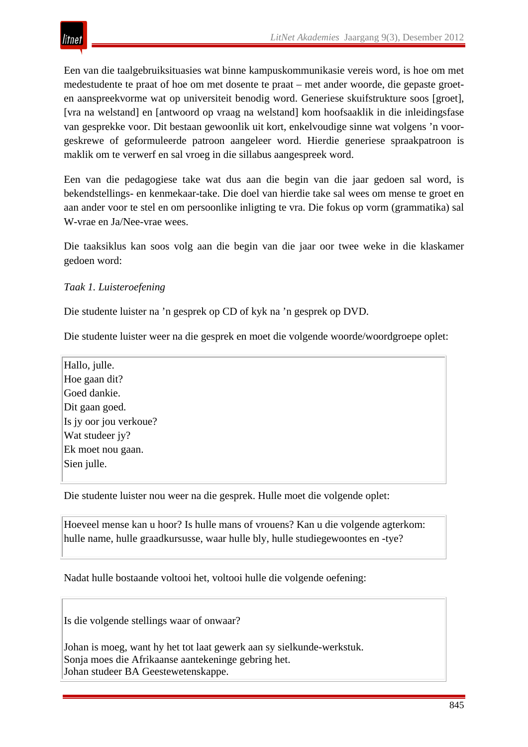Een van die taalgebruiksituasies wat binne kampuskommunikasie vereis word, is hoe om met medestudente te praat of hoe om met dosente te praat – met ander woorde, die gepaste groet- en aanspreekvorme wat op universiteit benodig word. Generiese skuifstrukture soos [groet], [vra na welstand] en [antwoord op vraag na welstand] kom hoofsaaklik in die inleidingsfase van gesprekke voor. Dit bestaan gewoonlik uit kort, enkelvoudige sinne wat volgens 'n voorgeskrewe of geformuleerde patroon aangeleer word. Hierdie generiese spraakpatroon is maklik om te verwerf en sal vroeg in die sillabus aangespreek word.

Een van die pedagogiese take wat dus aan die begin van die jaar gedoen sal word, is bekendstellings- en kenmekaar-take. Die doel van hierdie take sal wees om mense te groet en aan ander voor te stel en om persoonlike inligting te vra. Die fokus op vorm (grammatika) sal W-vrae en Ja/Nee-vrae wees.

Die taaksiklus kan soos volg aan die begin van die jaar oor twee weke in die klaskamer gedoen word:

*Taak 1. Luisteroefening*

Die studente luister na 'n gesprek op CD of kyk na 'n gesprek op DVD.

Die studente luister weer na die gesprek en moet die volgende woorde/woordgroepe oplet:

> Hallo, julle.
> Hoe gaan dit?
> Goed dankie.
> Dit gaan goed.
> Is jy oor jou verkoue?
> Wat studeer jy?
> Ek moet nou gaan.
> Sien julle.

Die studente luister nou weer na die gesprek. Hulle moet die volgende oplet:

> Hoeveel mense kan u hoor? Is hulle mans of vrouens? Kan u die volgende agterkom: hulle name, hulle graadkursusse, waar hulle bly, hulle studiegewoontes en -tye?

Nadat hulle bostaande voltooi het, voltooi hulle die volgende oefening:

> Is die volgende stellings waar of onwaar?
>
> Johan is moeg, want hy het tot laat gewerk aan sy sielkunde-werkstuk.
> Sonja moes die Afrikaanse aantekeninge gebring het.
> Johan studeer BA Geestewetenskappe.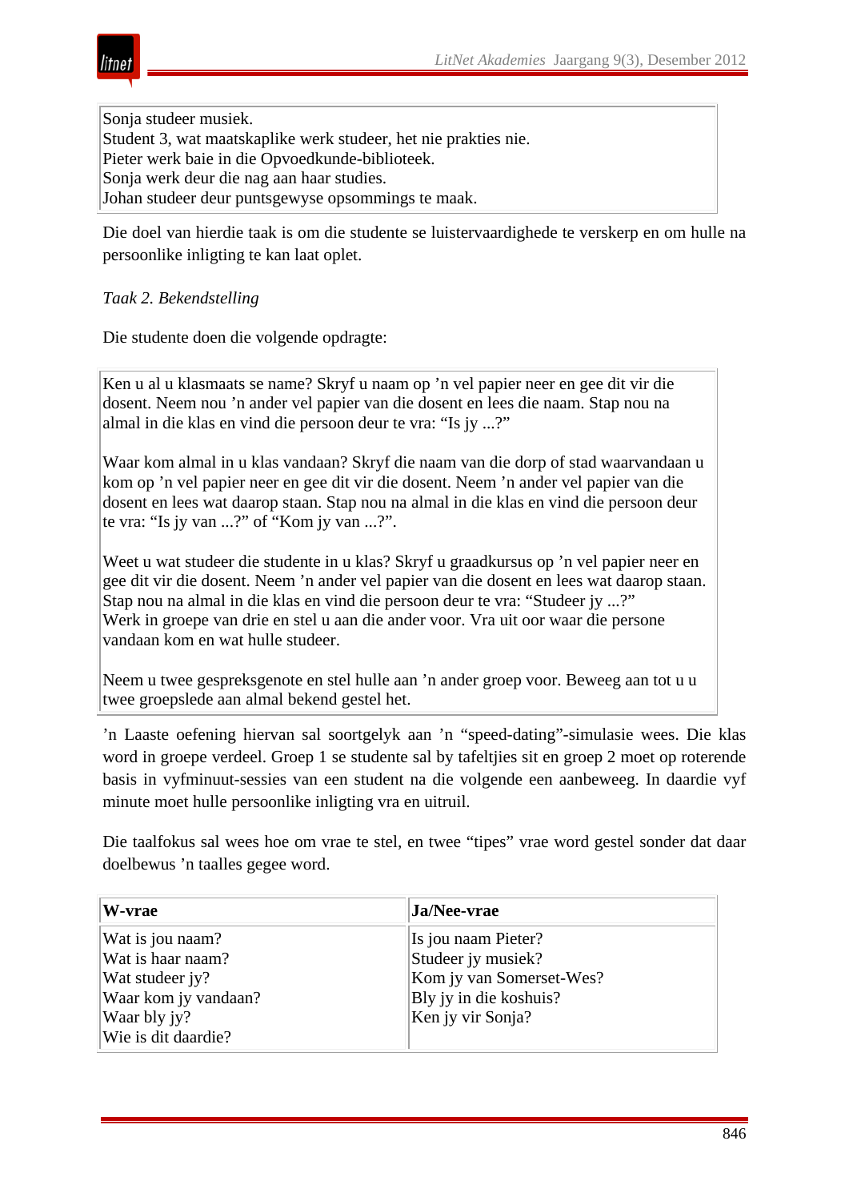> Sonja studeer musiek.
> Student 3, wat maatskaplike werk studeer, het nie prakties nie.
> Pieter werk baie in die Opvoedkunde-biblioteek.
> Sonja werk deur die nag aan haar studies.
> Johan studeer deur puntsgewyse opsommings te maak.

Die doel van hierdie taak is om die studente se luistervaardighede te verskerp en om hulle na persoonlike inligting te kan laat oplet.

*Taak 2. Bekendstelling*

Die studente doen die volgende opdragte:

> Ken u al u klasmaats se name? Skryf u naam op ’n vel papier neer en gee dit vir die dosent. Neem nou ’n ander vel papier van die dosent en lees die naam. Stap nou na almal in die klas en vind die persoon deur te vra: “Is jy ...?”
>
> Waar kom almal in u klas vandaan? Skryf die naam van die dorp of stad waarvandaan u kom op ’n vel papier neer en gee dit vir die dosent. Neem ’n ander vel papier van die dosent en lees wat daarop staan. Stap nou na almal in die klas en vind die persoon deur te vra: “Is jy van ...?” of “Kom jy van ...?”.
>
> Weet u wat studeer die studente in u klas? Skryf u graadkursus op ’n vel papier neer en gee dit vir die dosent. Neem ’n ander vel papier van die dosent en lees wat daarop staan. Stap nou na almal in die klas en vind die persoon deur te vra: “Studeer jy ...?”
> Werk in groepe van drie en stel u aan die ander voor. Vra uit oor waar die persone vandaan kom en wat hulle studeer.
>
> Neem u twee gespreksgenote en stel hulle aan ’n ander groep voor. Beweeg aan tot u u twee groepslede aan almal bekend gestel het.

’n Laaste oefening hiervan sal soortgelyk aan ’n “speed-dating”-simulasie wees. Die klas word in groepe verdeel. Groep 1 se studente sal by tafeltjies sit en groep 2 moet op roterende basis in vyfminuut-sessies van een student na die volgende een aanbeweeg. In daardie vyf minute moet hulle persoonlike inligting vra en uitruil.

Die taalfokus sal wees hoe om vrae te stel, en twee “tipes” vrae word gestel sonder dat daar doelbewus ’n taalles gegee word.

| **W-vrae** | **Ja/Nee-vrae** |
|---|---|
| Wat is jou naam? | Is jou naam Pieter? |
| Wat is haar naam? | Studeer jy musiek? |
| Wat studeer jy? | Kom jy van Somerset-Wes? |
| Waar kom jy vandaan? | Bly jy in die koshuis? |
| Waar bly jy? | Ken jy vir Sonja? |
| Wie is dit daardie? | |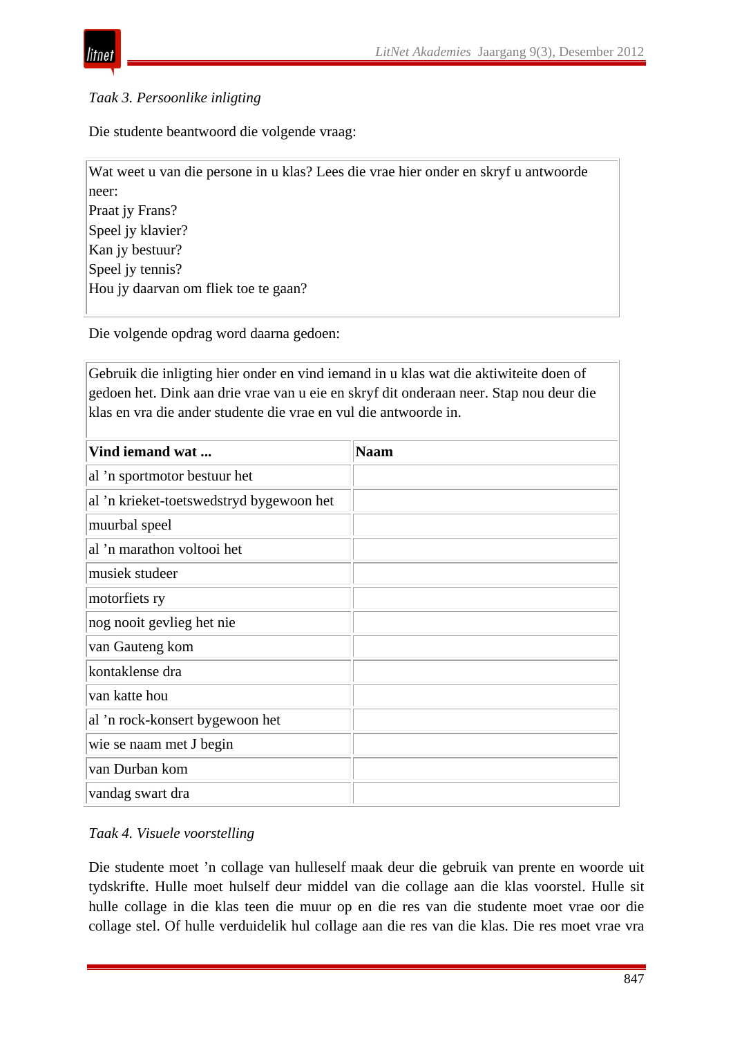*Taak 3. Persoonlike inligting*

Die studente beantwoord die volgende vraag:

| Wat weet u van die persone in u klas? Lees die vrae hier onder en skryf u antwoorde neer:<br>Praat jy Frans?<br>Speel jy klavier?<br>Kan jy bestuur?<br>Speel jy tennis?<br>Hou jy daarvan om fliek toe te gaan? |
|---|

Die volgende opdrag word daarna gedoen:

Gebruik die inligting hier onder en vind iemand in u klas wat die aktiwiteite doen of gedoen het. Dink aan drie vrae van u eie en skryf dit onderaan neer. Stap nou deur die klas en vra die ander studente die vrae en vul die antwoorde in.

| **Vind iemand wat ...** | **Naam** |
|---|---|
| al ’n sportmotor bestuur het | |
| al ’n krieket-toetswedstryd bygewoon het | |
| muurbal speel | |
| al ’n marathon voltooi het | |
| musiek studeer | |
| motorfiets ry | |
| nog nooit gevlieg het nie | |
| van Gauteng kom | |
| kontaklense dra | |
| van katte hou | |
| al ’n rock-konsert bygewoon het | |
| wie se naam met J begin | |
| van Durban kom | |
| vandag swart dra | |

*Taak 4. Visuele voorstelling*

Die studente moet ’n collage van hulleself maak deur die gebruik van prente en woorde uit tydskrifte. Hulle moet hulself deur middel van die collage aan die klas voorstel. Hulle sit hulle collage in die klas teen die muur op en die res van die studente moet vrae oor die collage stel. Of hulle verduidelik hul collage aan die res van die klas. Die res moet vrae vra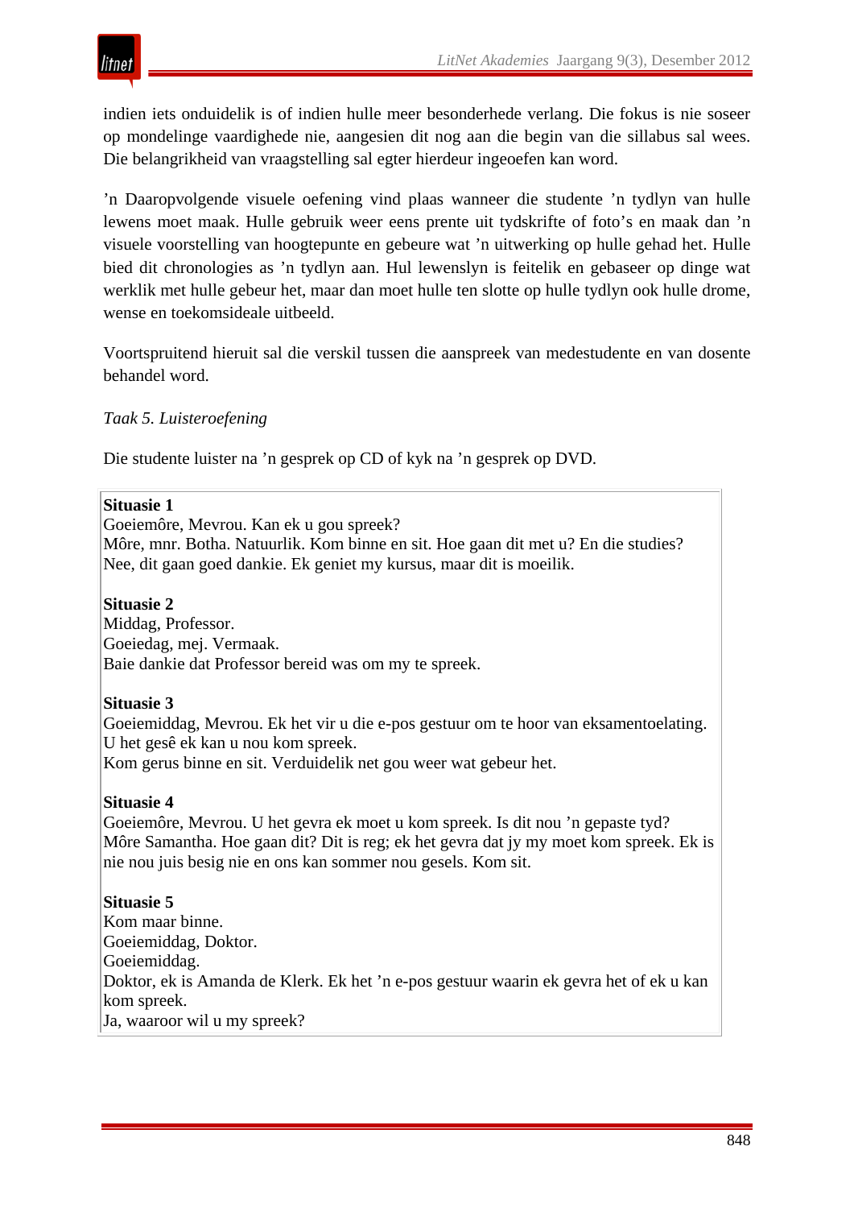indien iets onduidelik is of indien hulle meer besonderhede verlang. Die fokus is nie soseer op mondelinge vaardighede nie, aangesien dit nog aan die begin van die sillabus sal wees. Die belangrikheid van vraagstelling sal egter hierdeur ingeoefen kan word.

’n Daaropvolgende visuele oefening vind plaas wanneer die studente ’n tydlyn van hulle lewens moet maak. Hulle gebruik weer eens prente uit tydskrifte of foto’s en maak dan ’n visuele voorstelling van hoogtepunte en gebeure wat ’n uitwerking op hulle gehad het. Hulle bied dit chronologies as ’n tydlyn aan. Hul lewenslyn is feitelik en gebaseer op dinge wat werklik met hulle gebeur het, maar dan moet hulle ten slotte op hulle tydlyn ook hulle drome, wense en toekomsideale uitbeeld.

Voortspruitend hieruit sal die verskil tussen die aanspreek van medestudente en van dosente behandel word.

*Taak 5. Luisteroefening*

Die studente luister na ’n gesprek op CD of kyk na ’n gesprek op DVD.

**Situasie 1**
Goeiemôre, Mevrou. Kan ek u gou spreek?
Môre, mnr. Botha. Natuurlik. Kom binne en sit. Hoe gaan dit met u? En die studies?
Nee, dit gaan goed dankie. Ek geniet my kursus, maar dit is moeilik.

**Situasie 2**
Middag, Professor.
Goeiedag, mej. Vermaak.
Baie dankie dat Professor bereid was om my te spreek.

**Situasie 3**
Goeiemiddag, Mevrou. Ek het vir u die e-pos gestuur om te hoor van eksamentoelating. U het gesê ek kan u nou kom spreek.
Kom gerus binne en sit. Verduidelik net gou weer wat gebeur het.

**Situasie 4**
Goeiemôre, Mevrou. U het gevra ek moet u kom spreek. Is dit nou ’n gepaste tyd?
Môre Samantha. Hoe gaan dit? Dit is reg; ek het gevra dat jy my moet kom spreek. Ek is nie nou juis besig nie en ons kan sommer nou gesels. Kom sit.

**Situasie 5**
Kom maar binne.
Goeiemiddag, Doktor.
Goeiemiddag.
Doktor, ek is Amanda de Klerk. Ek het ’n e-pos gestuur waarin ek gevra het of ek u kan kom spreek.
Ja, waaroor wil u my spreek?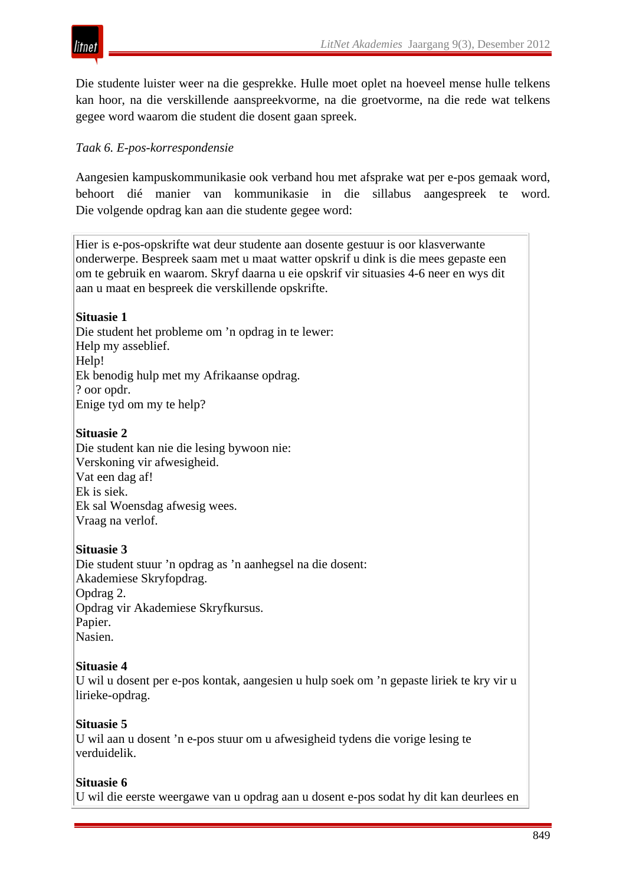Die studente luister weer na die gesprekke. Hulle moet oplet na hoeveel mense hulle telkens kan hoor, na die verskillende aanspreekvorme, na die groetvorme, na die rede wat telkens gegee word waarom die student die dosent gaan spreek.

*Taak 6. E-pos-korrespondensie*

Aangesien kampuskommunikasie ook verband hou met afsprake wat per e-pos gemaak word, behoort dié manier van kommunikasie in die sillabus aangespreek te word. Die volgende opdrag kan aan die studente gegee word:

Hier is e-pos-opskrifte wat deur studente aan dosente gestuur is oor klasverwante onderwerpe. Bespreek saam met u maat watter opskrif u dink is die mees gepaste een om te gebruik en waarom. Skryf daarna u eie opskrif vir situasies 4-6 neer en wys dit aan u maat en bespreek die verskillende opskrifte.

**Situasie 1**
Die student het probleme om ’n opdrag in te lewer:
Help my asseblief.
Help!
Ek benodig hulp met my Afrikaanse opdrag.
? oor opdr.
Enige tyd om my te help?

**Situasie 2**
Die student kan nie die lesing bywoon nie:
Verskoning vir afwesigheid.
Vat een dag af!
Ek is siek.
Ek sal Woensdag afwesig wees.
Vraag na verlof.

**Situasie 3**
Die student stuur ’n opdrag as ’n aanhegsel na die dosent:
Akademiese Skryfopdrag.
Opdrag 2.
Opdrag vir Akademiese Skryfkursus.
Papier.
Nasien.

**Situasie 4**
U wil u dosent per e-pos kontak, aangesien u hulp soek om ’n gepaste liriek te kry vir u lirieke-opdrag.

**Situasie 5**
U wil aan u dosent ’n e-pos stuur om u afwesigheid tydens die vorige lesing te verduidelik.

**Situasie 6**
U wil die eerste weergawe van u opdrag aan u dosent e-pos sodat hy dit kan deurlees en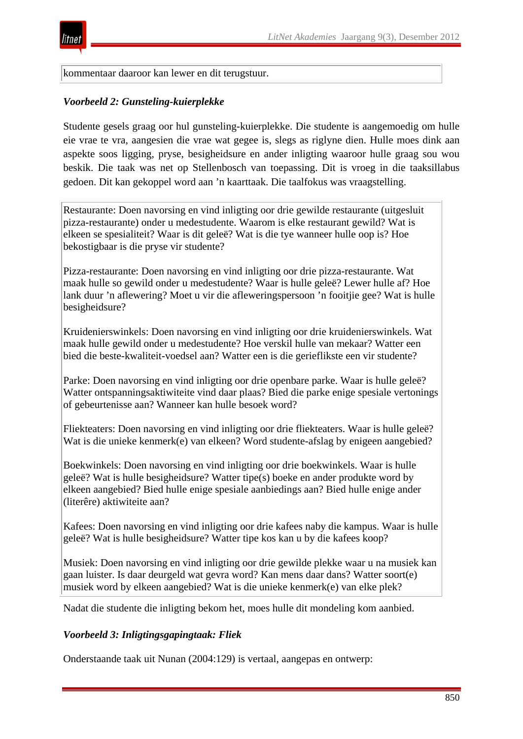kommentaar daaroor kan lewer en dit terugstuur.

***Voorbeeld 2: Gunsteling-kuierplekke***

Studente gesels graag oor hul gunsteling-kuierplekke. Die studente is aangemoedig om hulle eie vrae te vra, aangesien die vrae wat gegee is, slegs as riglyne dien. Hulle moes dink aan aspekte soos ligging, pryse, besigheidsure en ander inligting waaroor hulle graag sou wou beskik. Die taak was net op Stellenbosch van toepassing. Dit is vroeg in die taaksillabus gedoen. Dit kan gekoppel word aan ’n kaarttaak. Die taalfokus was vraagstelling.

Restaurante: Doen navorsing en vind inligting oor drie gewilde restaurante (uitgesluit pizza-restaurante) onder u medestudente. Waarom is elke restaurant gewild? Wat is elkeen se spesialiteit? Waar is dit geleë? Wat is die tye wanneer hulle oop is? Hoe bekostigbaar is die pryse vir studente?

Pizza-restaurante: Doen navorsing en vind inligting oor drie pizza-restaurante. Wat maak hulle so gewild onder u medestudente? Waar is hulle geleë? Lewer hulle af? Hoe lank duur ’n aflewering? Moet u vir die afleweringspersoon ’n fooitjie gee? Wat is hulle besigheidsure?

Kruidenierswinkels: Doen navorsing en vind inligting oor drie kruidenierswinkels. Wat maak hulle gewild onder u medestudente? Hoe verskil hulle van mekaar? Watter een bied die beste-kwaliteit-voedsel aan? Watter een is die gerieflikste een vir studente?

Parke: Doen navorsing en vind inligting oor drie openbare parke. Waar is hulle geleë? Watter ontspanningsaktiwiteite vind daar plaas? Bied die parke enige spesiale vertonings of gebeurtenisse aan? Wanneer kan hulle besoek word?

Fliekteaters: Doen navorsing en vind inligting oor drie fliekteaters. Waar is hulle geleë? Wat is die unieke kenmerk(e) van elkeen? Word studente-afslag by enigeen aangebied?

Boekwinkels: Doen navorsing en vind inligting oor drie boekwinkels. Waar is hulle geleë? Wat is hulle besigheidsure? Watter tipe(s) boeke en ander produkte word by elkeen aangebied? Bied hulle enige spesiale aanbiedings aan? Bied hulle enige ander (literêre) aktiwiteite aan?

Kafees: Doen navorsing en vind inligting oor drie kafees naby die kampus. Waar is hulle geleë? Wat is hulle besigheidsure? Watter tipe kos kan u by die kafees koop?

Musiek: Doen navorsing en vind inligting oor drie gewilde plekke waar u na musiek kan gaan luister. Is daar deurgeld wat gevra word? Kan mens daar dans? Watter soort(e) musiek word by elkeen aangebied? Wat is die unieke kenmerk(e) van elke plek?

Nadat die studente die inligting bekom het, moes hulle dit mondeling kom aanbied.

***Voorbeeld 3: Inligtingsgapingtaak: Fliek***

Onderstaande taak uit Nunan (2004:129) is vertaal, aangepas en ontwerp: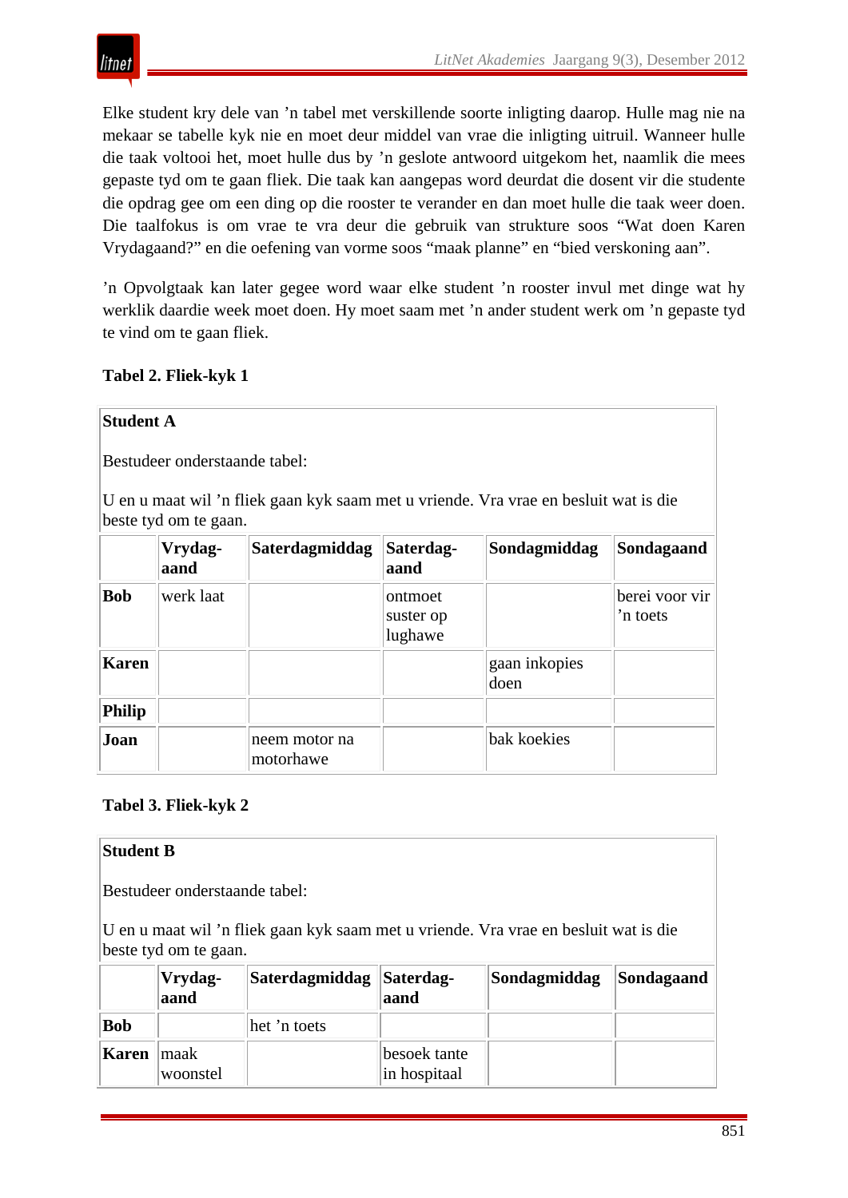Elke student kry dele van ’n tabel met verskillende soorte inligting daarop. Hulle mag nie na mekaar se tabelle kyk nie en moet deur middel van vrae die inligting uitruil. Wanneer hulle die taak voltooi het, moet hulle dus by ’n geslote antwoord uitgekom het, naamlik die mees gepaste tyd om te gaan fliek. Die taak kan aangepas word deurdat die dosent vir die studente die opdrag gee om een ding op die rooster te verander en dan moet hulle die taak weer doen. Die taalfokus is om vrae te vra deur die gebruik van strukture soos “Wat doen Karen Vrydagaand?” en die oefening van vorme soos “maak planne” en “bied verskoning aan”.

’n Opvolgtaak kan later gegee word waar elke student ’n rooster invul met dinge wat hy werklik daardie week moet doen. Hy moet saam met ’n ander student werk om ’n gepaste tyd te vind om te gaan fliek.

**Tabel 2. Fliek-kyk 1**

**Student A**

Bestudeer onderstaande tabel:

U en u maat wil ’n fliek gaan kyk saam met u vriende. Vra vrae en besluit wat is die beste tyd om te gaan.

| | **Vrydag-aand** | **Saterdagmiddag** | **Saterdag-aand** | **Sondagmiddag** | **Sondagaand** |
|---|---|---|---|---|---|
| **Bob** | werk laat | | ontmoet suster op lughawe | | berei voor vir ’n toets |
| **Karen** | | | | gaan inkopies doen | |
| **Philip** | | | | | |
| **Joan** | | neem motor na motorhawe | | bak koekies | |

**Tabel 3. Fliek-kyk 2**

**Student B**

Bestudeer onderstaande tabel:

U en u maat wil ’n fliek gaan kyk saam met u vriende. Vra vrae en besluit wat is die beste tyd om te gaan.

| | **Vrydag-aand** | **Saterdagmiddag** | **Saterdag-aand** | **Sondagmiddag** | **Sondagaand** |
|---|---|---|---|---|---|
| **Bob** | | het ’n toets | | | |
| **Karen** | maak woonstel | | besoek tante in hospitaal | | |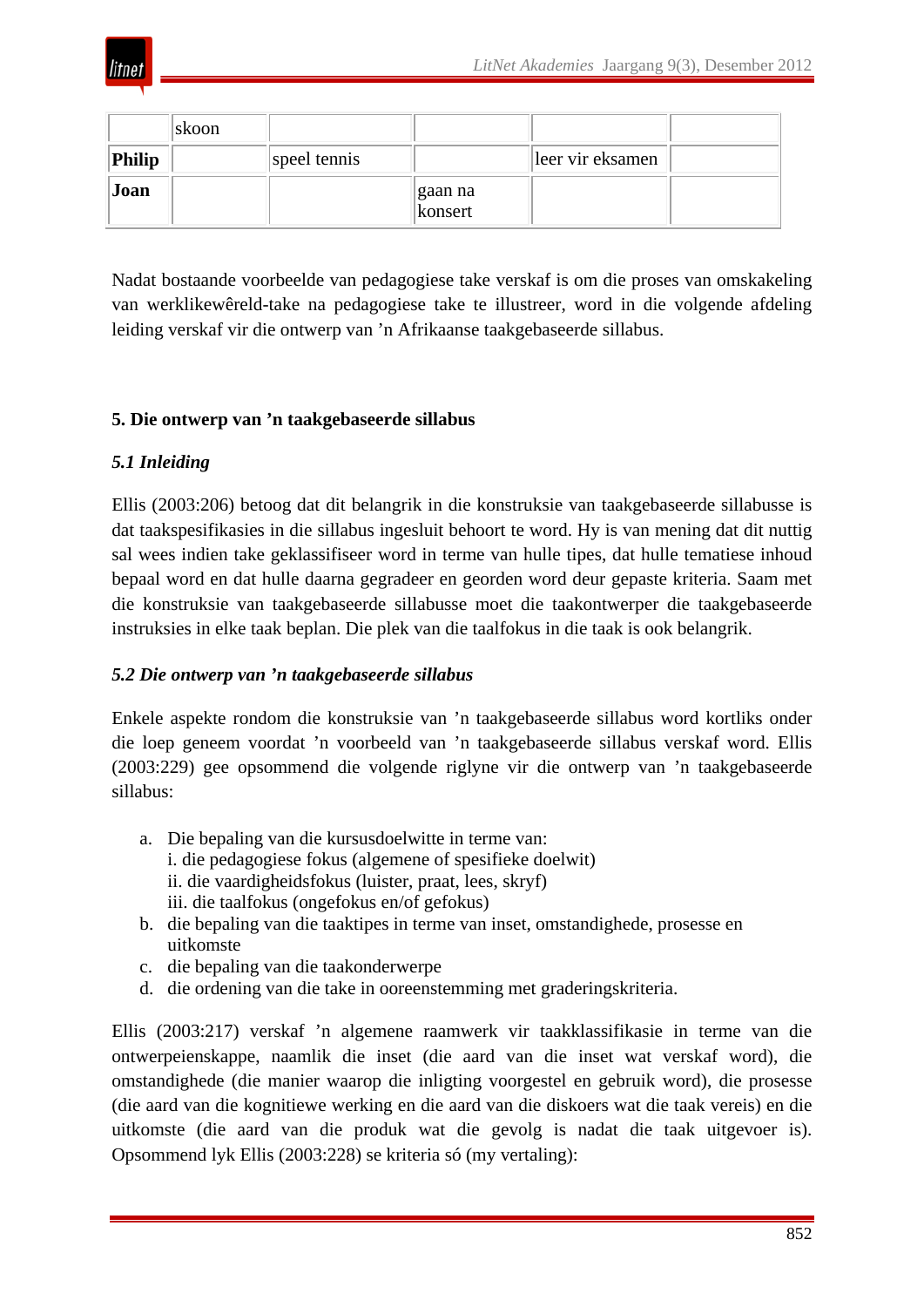| | skoon | | | | |
|---|---|---|---|---|---|
| **Philip** | | speel tennis | | leer vir eksamen | |
| **Joan** | | | gaan na konsert | | |

Nadat bostaande voorbeelde van pedagogiese take verskaf is om die proses van omskakeling van werklikewêreld-take na pedagogiese take te illustreer, word in die volgende afdeling leiding verskaf vir die ontwerp van 'n Afrikaanse taakgebaseerde sillabus.

## 5. Die ontwerp van 'n taakgebaseerde sillabus

### *5.1 Inleiding*

Ellis (2003:206) betoog dat dit belangrik in die konstruksie van taakgebaseerde sillabusse is dat taakspesifikasies in die sillabus ingesluit behoort te word. Hy is van mening dat dit nuttig sal wees indien take geklassifiseer word in terme van hulle tipes, dat hulle tematiese inhoud bepaal word en dat hulle daarna gegradeer en georden word deur gepaste kriteria. Saam met die konstruksie van taakgebaseerde sillabusse moet die taakontwerper die taakgebaseerde instruksies in elke taak beplan. Die plek van die taalfokus in die taak is ook belangrik.

### *5.2 Die ontwerp van 'n taakgebaseerde sillabus*

Enkele aspekte rondom die konstruksie van 'n taakgebaseerde sillabus word kortliks onder die loep geneem voordat 'n voorbeeld van 'n taakgebaseerde sillabus verskaf word. Ellis (2003:229) gee opsommend die volgende riglyne vir die ontwerp van 'n taakgebaseerde sillabus:

a. Die bepaling van die kursusdoelwitte in terme van:
   i. die pedagogiese fokus (algemene of spesifieke doelwit)
   ii. die vaardigheidsfokus (luister, praat, lees, skryf)
   iii. die taalfokus (ongefokus en/of gefokus)
b. die bepaling van die taaktipes in terme van inset, omstandighede, prosesse en uitkomste
c. die bepaling van die taakonderwerpe
d. die ordening van die take in ooreenstemming met graderingskriteria.

Ellis (2003:217) verskaf 'n algemene raamwerk vir taakklassifikasie in terme van die ontwerpeienskappe, naamlik die inset (die aard van die inset wat verskaf word), die omstandighede (die manier waarop die inligting voorgestel en gebruik word), die prosesse (die aard van die kognitiewe werking en die aard van die diskoers wat die taak vereis) en die uitkomste (die aard van die produk wat die gevolg is nadat die taak uitgevoer is). Opsommend lyk Ellis (2003:228) se kriteria só (my vertaling):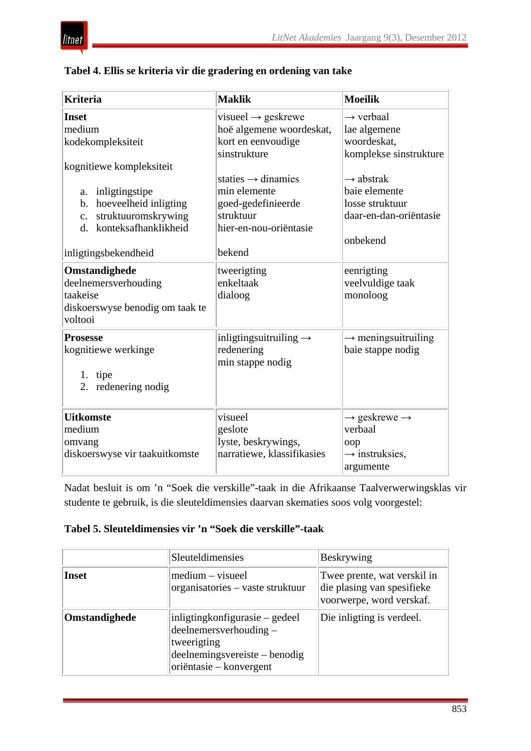**Tabel 4. Ellis se kriteria vir die gradering en ordening van take**

| Kriteria | Maklik | Moeilik |
|---|---|---|
| **Inset**<br>medium<br>kodekompleksiteit<br><br>kognitiewe kompleksiteit<br><br>a. inligtingstipe<br>b. hoeveelheid inligting<br>c. struktuuromskrywing<br>d. konteksafhanklikheid<br><br>inligtingsbekendheid | <br>visueel → geskrewe<br>hoë algemene woordeskat, kort en eenvoudige sinstrukture<br><br>staties → dinamies<br>min elemente<br>goed-gedefinieerde struktuur<br>hier-en-nou-oriëntasie<br><br>bekend | <br>→ verbaal<br>lae algemene woordeskat, komplekse sinstrukture<br><br>→ abstrak<br>baie elemente<br>losse struktuur<br>daar-en-dan-oriëntasie<br><br>onbekend |
| **Omstandighede**<br>deelnemersverhouding<br>taakeise<br>diskoerswyse benodig om taak te voltooi | <br>tweerigting<br>enkeltaak<br>dialoog | <br>eenrigting<br>veelvuldige taak<br>monoloog |
| **Prosesse**<br>kognitiewe werkinge<br><br>1. tipe<br>2. redenering nodig | <br>inligtingsuitruiling → redenering<br>min stappe nodig | <br>→ meningsuitruiling<br>baie stappe nodig |
| **Uitkomste**<br>medium<br>omvang<br>diskoerswyse vir taakuitkomste | <br>visueel<br>geslote<br>lyste, beskrywings, narratiewe, klassifikasies | <br>→ geskrewe → verbaal<br>oop<br>→ instruksies, argumente |

Nadat besluit is om ’n “Soek die verskille”-taak in die Afrikaanse Taalverwerwingsklas vir studente te gebruik, is die sleuteldimensies daarvan skematies soos volg voorgestel:

**Tabel 5. Sleuteldimensies vir ’n “Soek die verskille”-taak**

| | Sleuteldimensies | Beskrywing |
|---|---|---|
| **Inset** | medium – visueel<br>organisatories – vaste struktuur | Twee prente, wat verskil in die plasing van spesifieke voorwerpe, word verskaf. |
| **Omstandighede** | inligtingkonfigurasie – gedeel<br>deelnemersverhouding – tweerigting<br>deelnemingsvereiste – benodig<br>oriëntasie – konvergent | Die inligting is verdeel. |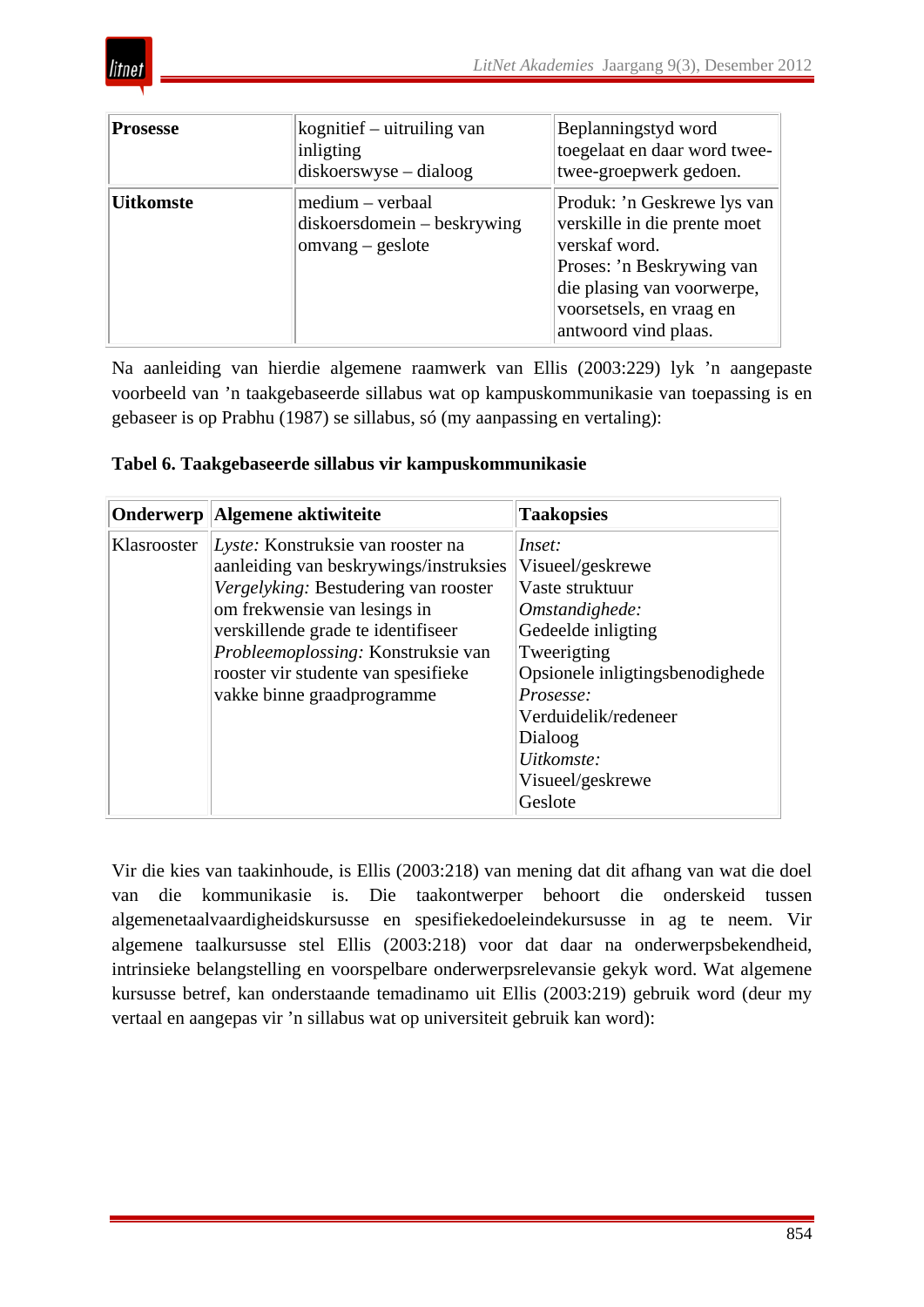| Prosesse | kognitief – uitruiling van inligting<br>diskoerswyse – dialoog | Beplanningstyd word toegelaat en daar word twee-twee-groepwerk gedoen. |
|---|---|---|
| **Uitkomste** | medium – verbaal<br>diskoersdomein – beskrywing<br>omvang – geslote | Produk: ’n Geskrewe lys van verskille in die prente moet verskaf word.<br>Proses: ’n Beskrywing van die plasing van voorwerpe, voorsetsels, en vraag en antwoord vind plaas. |

Na aanleiding van hierdie algemene raamwerk van Ellis (2003:229) lyk ’n aangepaste voorbeeld van ’n taakgebaseerde sillabus wat op kampuskommunikasie van toepassing is en gebaseer is op Prabhu (1987) se sillabus, só (my aanpassing en vertaling):

**Tabel 6. Taakgebaseerde sillabus vir kampuskommunikasie**

| Onderwerp | Algemene aktiwiteite | Taakopsies |
|---|---|---|
| Klasrooster | *Lyste:* Konstruksie van rooster na aanleiding van beskrywings/instruksies<br>*Vergelyking:* Bestudering van rooster om frekwensie van lesings in verskillende grade te identifiseer<br>*Probleemoplossing:* Konstruksie van rooster vir studente van spesifieke vakke binne graadprogramme | *Inset:*<br>Visueel/geskrewe<br>Vaste struktuur<br>*Omstandighede:*<br>Gedeelde inligting<br>Tweerigting<br>Opsionele inligtingsbenodighede<br>*Prosesse:*<br>Verduidelik/redeneer<br>Dialoog<br>*Uitkomste:*<br>Visueel/geskrewe<br>Geslote |

Vir die kies van taakinhoude, is Ellis (2003:218) van mening dat dit afhang van wat die doel van die kommunikasie is. Die taakontwerper behoort die onderskeid tussen algemenetaalvaardigheidskursusse en spesifiekedoeleindekursusse in ag te neem. Vir algemene taalkursusse stel Ellis (2003:218) voor dat daar na onderwerpsbekendheid, intrinsieke belangstelling en voorspelbare onderwerpsrelevansie gekyk word. Wat algemene kursusse betref, kan onderstaande temadinamo uit Ellis (2003:219) gebruik word (deur my vertaal en aangepas vir ’n sillabus wat op universiteit gebruik kan word):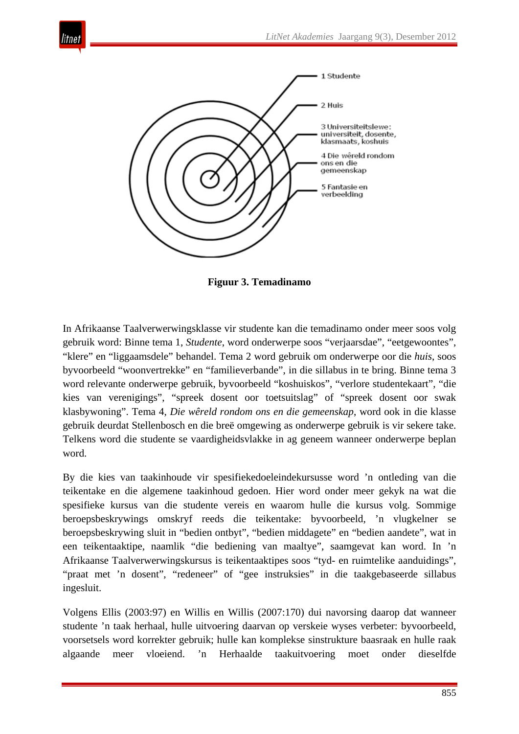1 Studente

2 Huis

3 Universiteitslewe: universiteit, dosente, klasmaats, koshuis

4 Die wêreld rondom ons en die gemeenskap

5 Fantasie en verbeelding

**Figuur 3. Temadinamo**

In Afrikaanse Taalverwerwingsklasse vir studente kan die temadinamo onder meer soos volg gebruik word: Binne tema 1, *Studente*, word onderwerpe soos "verjaarsdae", "eetgewoontes", "klere" en "liggaamsdele" behandel. Tema 2 word gebruik om onderwerpe oor die *huis*, soos byvoorbeeld "woonvertrekke" en "familieverbande", in die sillabus in te bring. Binne tema 3 word relevante onderwerpe gebruik, byvoorbeeld "koshuiskos", "verlore studentekaart", "die kies van verenigings", "spreek dosent oor toetsuitslag" of "spreek dosent oor swak klasbywoning". Tema 4, *Die wêreld rondom ons en die gemeenskap*, word ook in die klasse gebruik deurdat Stellenbosch en die breë omgewing as onderwerpe gebruik is vir sekere take. Telkens word die studente se vaardigheidsvlakke in ag geneem wanneer onderwerpe beplan word.

By die kies van taakinhoude vir spesifiekedoeleindekursusse word 'n ontleding van die teikentake en die algemene taakinhoud gedoen. Hier word onder meer gekyk na wat die spesifieke kursus van die studente vereis en waarom hulle die kursus volg. Sommige beroepsbeskrywings omskryf reeds die teikentake: byvoorbeeld, 'n vlugkelner se beroepsbeskrywing sluit in "bedien ontbyt", "bedien middagete" en "bedien aandete", wat in een teikentaaktipe, naamlik "die bediening van maaltye", saamgevat kan word. In 'n Afrikaanse Taalverwerwingskursus is teikentaaktipes soos "tyd- en ruimtelike aanduidings", "praat met 'n dosent", "redeneer" of "gee instruksies" in die taakgebaseerde sillabus ingesluit.

Volgens Ellis (2003:97) en Willis en Willis (2007:170) dui navorsing daarop dat wanneer studente 'n taak herhaal, hulle uitvoering daarvan op verskeie wyses verbeter: byvoorbeeld, voorsetsels word korrekter gebruik; hulle kan komplekse sinstrukture baasraak en hulle raak algaande meer vloeiend. 'n Herhaalde taakuitvoering moet onder dieselfde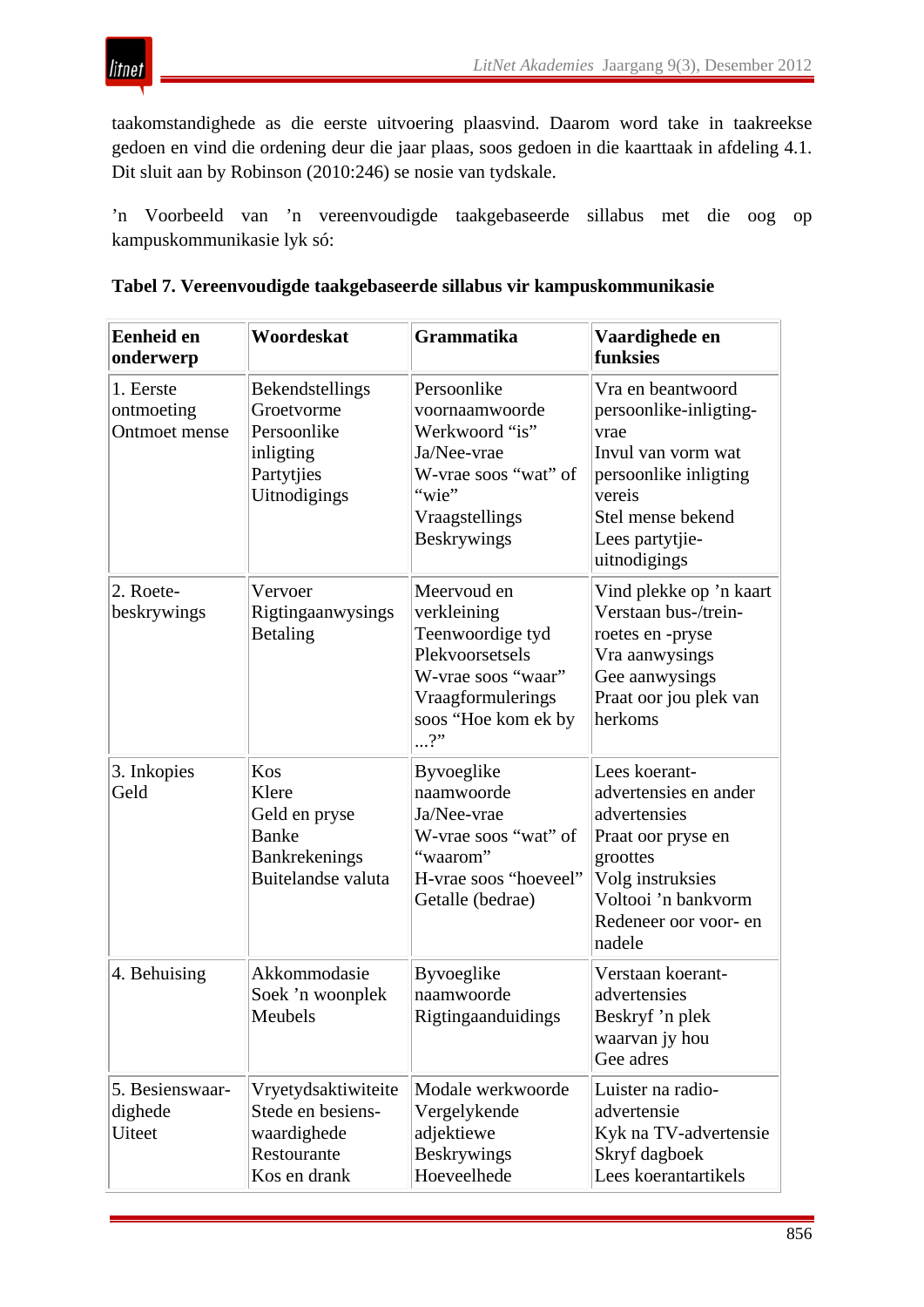taakomstandighede as die eerste uitvoering plaasvind. Daarom word take in taakreekse gedoen en vind die ordening deur die jaar plaas, soos gedoen in die kaarttaak in afdeling 4.1. Dit sluit aan by Robinson (2010:246) se nosie van tydskale.

’n Voorbeeld van ’n vereenvoudigde taakgebaseerde sillabus met die oog op kampuskommunikasie lyk só:

**Tabel 7. Vereenvoudigde taakgebaseerde sillabus vir kampuskommunikasie**

| **Eenheid en onderwerp** | **Woordeskat** | **Grammatika** | **Vaardighede en funksies** |
|---|---|---|---|
| 1. Eerste ontmoeting<br>Ontmoet mense | Bekendstellings<br>Groetvorme<br>Persoonlike inligting<br>Partytjies<br>Uitnodigings | Persoonlike voornaamwoorde<br>Werkwoord “is”<br>Ja/Nee-vrae<br>W-vrae soos “wat” of “wie”<br>Vraagstellings<br>Beskrywings | Vra en beantwoord persoonlike-inligting-vrae<br>Invul van vorm wat persoonlike inligting vereis<br>Stel mense bekend<br>Lees partytjie-uitnodigings |
| 2. Roete-beskrywings | Vervoer<br>Rigtingaanwysings<br>Betaling | Meervoud en verkleining<br>Teenwoordige tyd<br>Plekvoorsetsels<br>W-vrae soos “waar”<br>Vraagformulerings soos “Hoe kom ek by ...?” | Vind plekke op ’n kaart<br>Verstaan bus-/trein-roetes en -pryse<br>Vra aanwysings<br>Gee aanwysings<br>Praat oor jou plek van herkoms |
| 3. Inkopies<br>Geld | Kos<br>Klere<br>Geld en pryse<br>Banke<br>Bankrekenings<br>Buitelandse valuta | Byvoeglike naamwoorde<br>Ja/Nee-vrae<br>W-vrae soos “wat” of “waarom”<br>H-vrae soos “hoeveel”<br>Getalle (bedrae) | Lees koerant-advertensies en ander advertensies<br>Praat oor pryse en groottes<br>Volg instruksies<br>Voltooi ’n bankvorm<br>Redeneer oor voor- en nadele |
| 4. Behuising | Akkommodasie<br>Soek ’n woonplek<br>Meubels | Byvoeglike naamwoorde<br>Rigtingaanduidings | Verstaan koerant-advertensies<br>Beskryf ’n plek waarvan jy hou<br>Gee adres |
| 5. Besienswaar-dighede<br>Uiteet | Vryetydsaktiwiteite<br>Stede en besiens-waardighede<br>Restourante<br>Kos en drank | Modale werkwoorde<br>Vergelykende adjektiewe<br>Beskrywings<br>Hoeveelhede | Luister na radio-advertensie<br>Kyk na TV-advertensie<br>Skryf dagboek<br>Lees koerantartikels |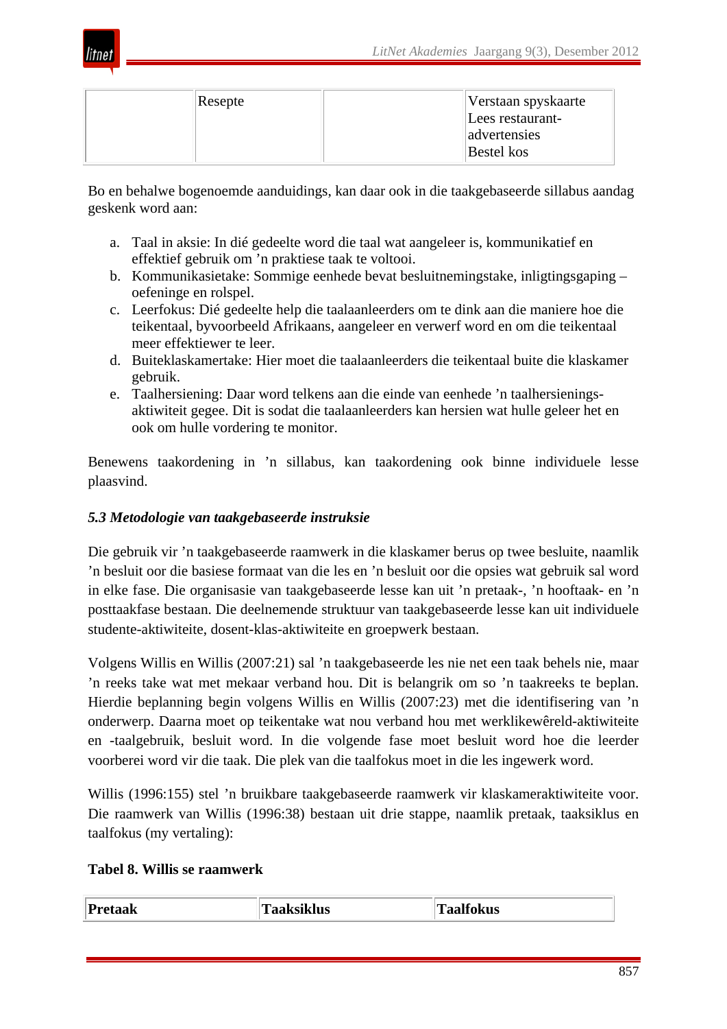| | Resepte | | Verstaan spyskaarte<br>Lees restaurant-advertensies<br>Bestel kos |
|---|---|---|---|

Bo en behalwe bogenoemde aanduidings, kan daar ook in die taakgebaseerde sillabus aandag geskenk word aan:

a. Taal in aksie: In dié gedeelte word die taal wat aangeleer is, kommunikatief en effektief gebruik om ’n praktiese taak te voltooi.
b. Kommunikasietake: Sommige eenhede bevat besluitnemingstake, inligtingsgaping – oefeninge en rolspel.
c. Leerfokus: Dié gedeelte help die taalaanleerders om te dink aan die maniere hoe die teikentaal, byvoorbeeld Afrikaans, aangeleer en verwerf word en om die teikentaal meer effektiewer te leer.
d. Buiteklaskamertake: Hier moet die taalaanleerders die teikentaal buite die klaskamer gebruik.
e. Taalhersiening: Daar word telkens aan die einde van eenhede ’n taalhersienings-aktiwiteit gegee. Dit is sodat die taalaanleerders kan hersien wat hulle geleer het en ook om hulle vordering te monitor.

Benewens taakordening in ’n sillabus, kan taakordening ook binne individuele lesse plaasvind.

### *5.3 Metodologie van taakgebaseerde instruksie*

Die gebruik vir ’n taakgebaseerde raamwerk in die klaskamer berus op twee besluite, naamlik ’n besluit oor die basiese formaat van die les en ’n besluit oor die opsies wat gebruik sal word in elke fase. Die organisasie van taakgebaseerde lesse kan uit ’n pretaak-, ’n hooftaak- en ’n posttaakfase bestaan. Die deelnemende struktuur van taakgebaseerde lesse kan uit individuele studente-aktiwiteite, dosent-klas-aktiwiteite en groepwerk bestaan.

Volgens Willis en Willis (2007:21) sal ’n taakgebaseerde les nie net een taak behels nie, maar ’n reeks take wat met mekaar verband hou. Dit is belangrik om so ’n taakreeks te beplan. Hierdie beplanning begin volgens Willis en Willis (2007:23) met die identifisering van ’n onderwerp. Daarna moet op teikentake wat nou verband hou met werklikewêreld-aktiwiteite en -taalgebruik, besluit word. In die volgende fase moet besluit word hoe die leerder voorberei word vir die taak. Die plek van die taalfokus moet in die les ingewerk word.

Willis (1996:155) stel ’n bruikbare taakgebaseerde raamwerk vir klaskameraktiwiteite voor. Die raamwerk van Willis (1996:38) bestaan uit drie stappe, naamlik pretaak, taaksiklus en taalfokus (my vertaling):

**Tabel 8. Willis se raamwerk**

| **Pretaak** | **Taaksiklus** | **Taalfokus** |
|---|---|---|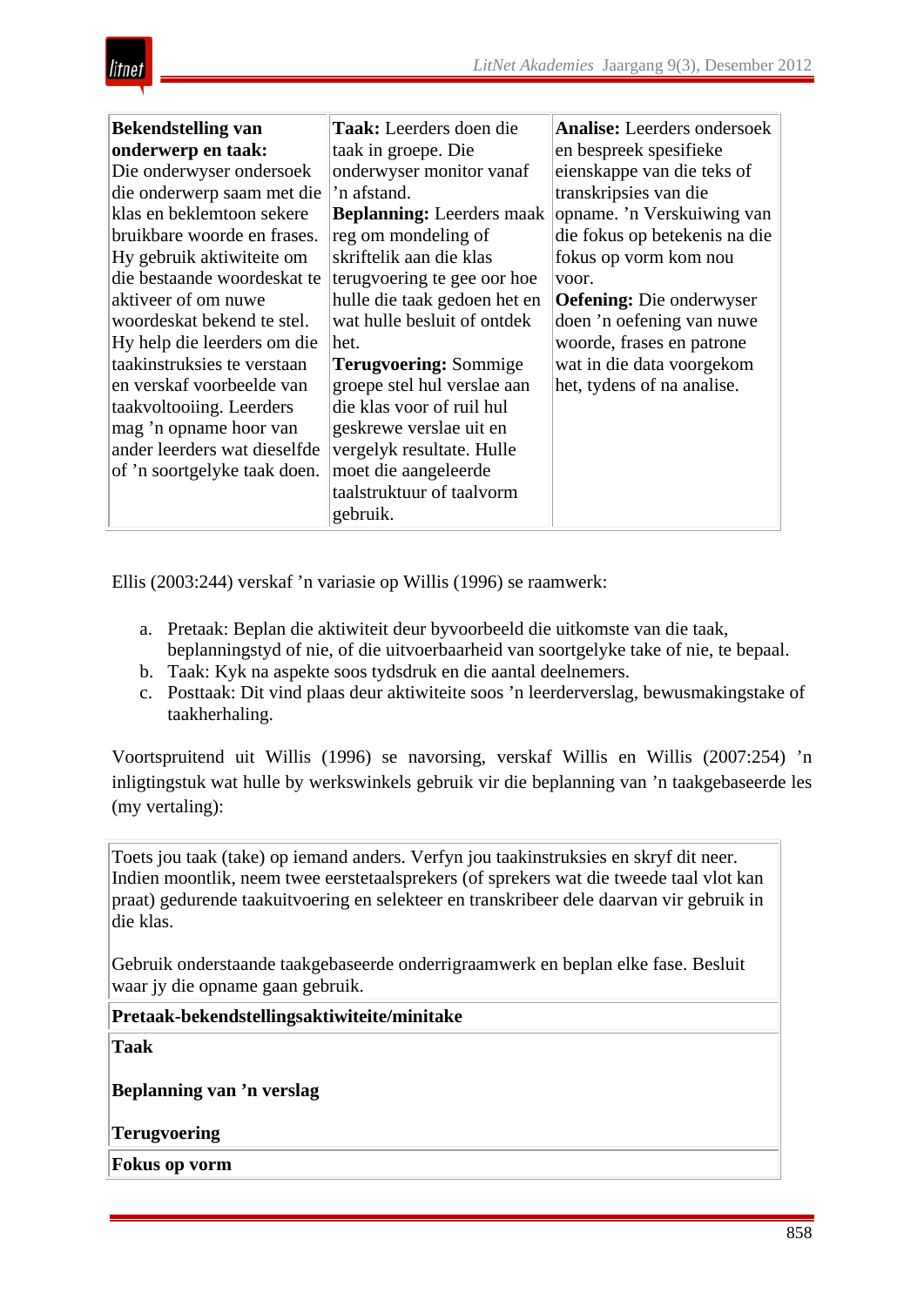| **Bekendstelling van onderwerp en taak:** Die onderwyser ondersoek die onderwerp saam met die klas en beklemtoon sekere bruikbare woorde en frases. Hy gebruik aktiwiteite om die bestaande woordeskat te aktiveer of om nuwe woordeskat bekend te stel. Hy help die leerders om die taakinstruksies te verstaan en verskaf voorbeelde van taakvoltooiing. Leerders mag ’n opname hoor van ander leerders wat dieselfde of ’n soortgelyke taak doen. | **Taak:** Leerders doen die taak in groepe. Die onderwyser monitor vanaf ’n afstand. **Beplanning:** Leerders maak reg om mondeling of skriftelik aan die klas terugvoering te gee oor hoe hulle die taak gedoen het en wat hulle besluit of ontdek het. **Terugvoering:** Sommige groepe stel hul verslae aan die klas voor of ruil hul geskrewe verslae uit en vergelyk resultate. Hulle moet die aangeleerde taalstruktuur of taalvorm gebruik. | **Analise:** Leerders ondersoek en bespreek spesifieke eienskappe van die teks of transkripsies van die opname. ’n Verskuiwing van die fokus op betekenis na die fokus op vorm kom nou voor. **Oefening:** Die onderwyser doen ’n oefening van nuwe woorde, frases en patrone wat in die data voorgekom het, tydens of na analise. |
|---|---|---|

Ellis (2003:244) verskaf ’n variasie op Willis (1996) se raamwerk:

a. Pretaak: Beplan die aktiwiteit deur byvoorbeeld die uitkomste van die taak, beplanningstyd of nie, of die uitvoerbaarheid van soortgelyke take of nie, te bepaal.
b. Taak: Kyk na aspekte soos tydsdruk en die aantal deelnemers.
c. Posttaak: Dit vind plaas deur aktiwiteite soos ’n leerderverslag, bewusmakingstake of taakherhaling.

Voortspruitend uit Willis (1996) se navorsing, verskaf Willis en Willis (2007:254) ’n inligtingstuk wat hulle by werkswinkels gebruik vir die beplanning van ’n taakgebaseerde les (my vertaling):

| Toets jou taak (take) op iemand anders. Verfyn jou taakinstruksies en skryf dit neer. Indien moontlik, neem twee eerstetaalsprekers (of sprekers wat die tweede taal vlot kan praat) gedurende taakuitvoering en selekteer en transkribeer dele daarvan vir gebruik in die klas.<br><br>Gebruik onderstaande taakgebaseerde onderrigraamwerk en beplan elke fase. Besluit waar jy die opname gaan gebruik. |
|---|
| **Pretaak-bekendstellingsaktiwiteite/minitake** |
| **Taak**<br><br>**Beplanning van ’n verslag**<br><br>**Terugvoering** |
| **Fokus op vorm** |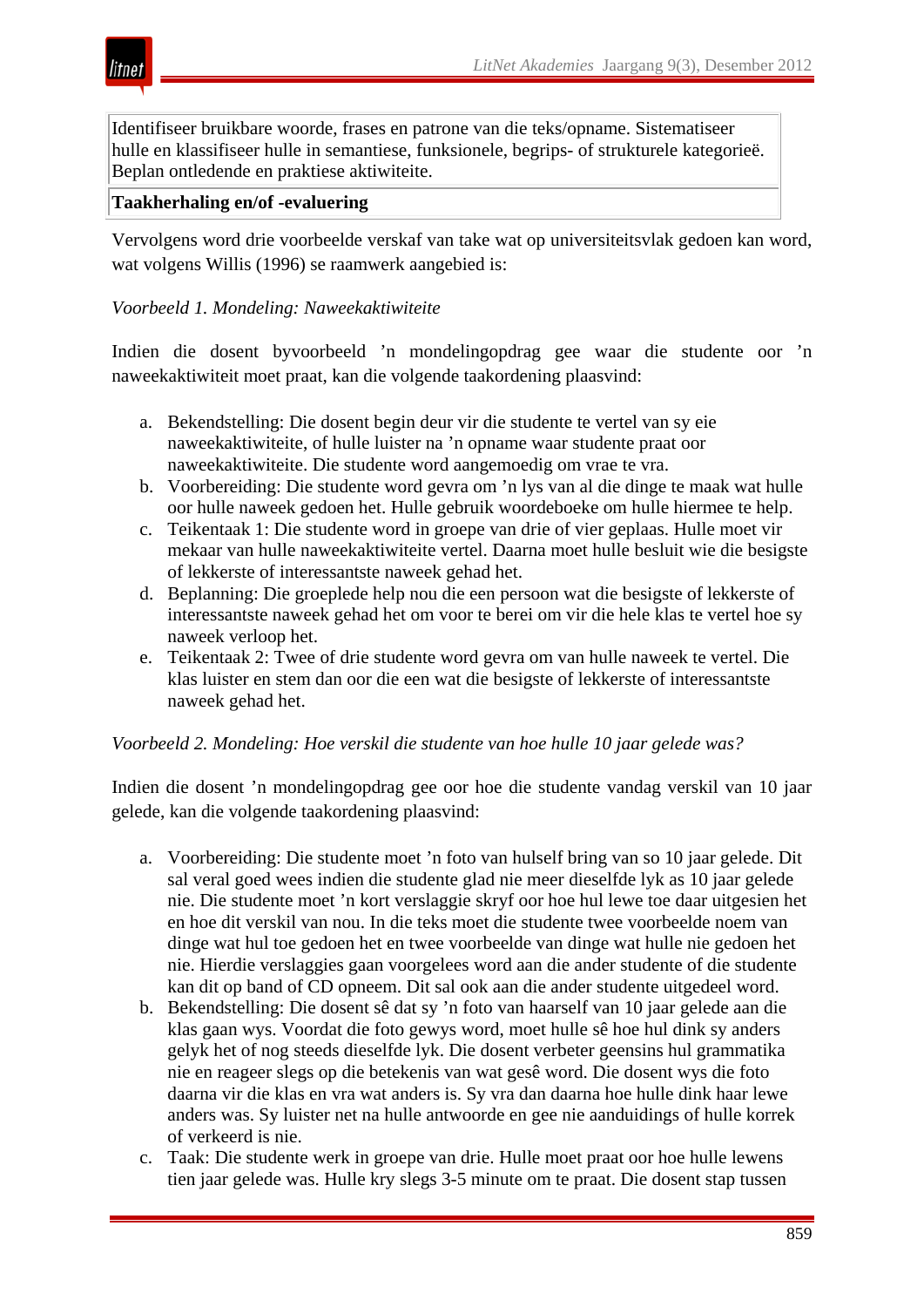| Identifiseer bruikbare woorde, frases en patrone van die teks/opname. Sistematiseer hulle en klassifiseer hulle in semantiese, funksionele, begrips- of strukturele kategorieë. Beplan ontledende en praktiese aktiwiteite. |
| --- |
| **Taakherhaling en/of -evaluering** |

Vervolgens word drie voorbeelde verskaf van take wat op universiteitsvlak gedoen kan word, wat volgens Willis (1996) se raamwerk aangebied is:

*Voorbeeld 1. Mondeling: Naweekaktiwiteite*

Indien die dosent byvoorbeeld ’n mondelingopdrag gee waar die studente oor ’n naweekaktiwiteit moet praat, kan die volgende taakordening plaasvind:

a. Bekendstelling: Die dosent begin deur vir die studente te vertel van sy eie naweekaktiwiteite, of hulle luister na ’n opname waar studente praat oor naweekaktiwiteite. Die studente word aangemoedig om vrae te vra.
b. Voorbereiding: Die studente word gevra om ’n lys van al die dinge te maak wat hulle oor hulle naweek gedoen het. Hulle gebruik woordeboeke om hulle hiermee te help.
c. Teikentaak 1: Die studente word in groepe van drie of vier geplaas. Hulle moet vir mekaar van hulle naweekaktiwiteite vertel. Daarna moet hulle besluit wie die besigste of lekkerste of interessantste naweek gehad het.
d. Beplanning: Die groeplede help nou die een persoon wat die besigste of lekkerste of interessantste naweek gehad het om voor te berei om vir die hele klas te vertel hoe sy naweek verloop het.
e. Teikentaak 2: Twee of drie studente word gevra om van hulle naweek te vertel. Die klas luister en stem dan oor die een wat die besigste of lekkerste of interessantste naweek gehad het.

*Voorbeeld 2. Mondeling: Hoe verskil die studente van hoe hulle 10 jaar gelede was?*

Indien die dosent ’n mondelingopdrag gee oor hoe die studente vandag verskil van 10 jaar gelede, kan die volgende taakordening plaasvind:

a. Voorbereiding: Die studente moet ’n foto van hulself bring van so 10 jaar gelede. Dit sal veral goed wees indien die studente glad nie meer dieselfde lyk as 10 jaar gelede nie. Die studente moet ’n kort verslaggie skryf oor hoe hul lewe toe daar uitgesien het en hoe dit verskil van nou. In die teks moet die studente twee voorbeelde noem van dinge wat hul toe gedoen het en twee voorbeelde van dinge wat hulle nie gedoen het nie. Hierdie verslaggies gaan voorgelees word aan die ander studente of die studente kan dit op band of CD opneem. Dit sal ook aan die ander studente uitgedeel word.
b. Bekendstelling: Die dosent sê dat sy ’n foto van haarself van 10 jaar gelede aan die klas gaan wys. Voordat die foto gewys word, moet hulle sê hoe hul dink sy anders gelyk het of nog steeds dieselfde lyk. Die dosent verbeter geensins hul grammatika nie en reageer slegs op die betekenis van wat gesê word. Die dosent wys die foto daarna vir die klas en vra wat anders is. Sy vra dan daarna hoe hulle dink haar lewe anders was. Sy luister net na hulle antwoorde en gee nie aanduidings of hulle korrek of verkeerd is nie.
c. Taak: Die studente werk in groepe van drie. Hulle moet praat oor hoe hulle lewens tien jaar gelede was. Hulle kry slegs 3-5 minute om te praat. Die dosent stap tussen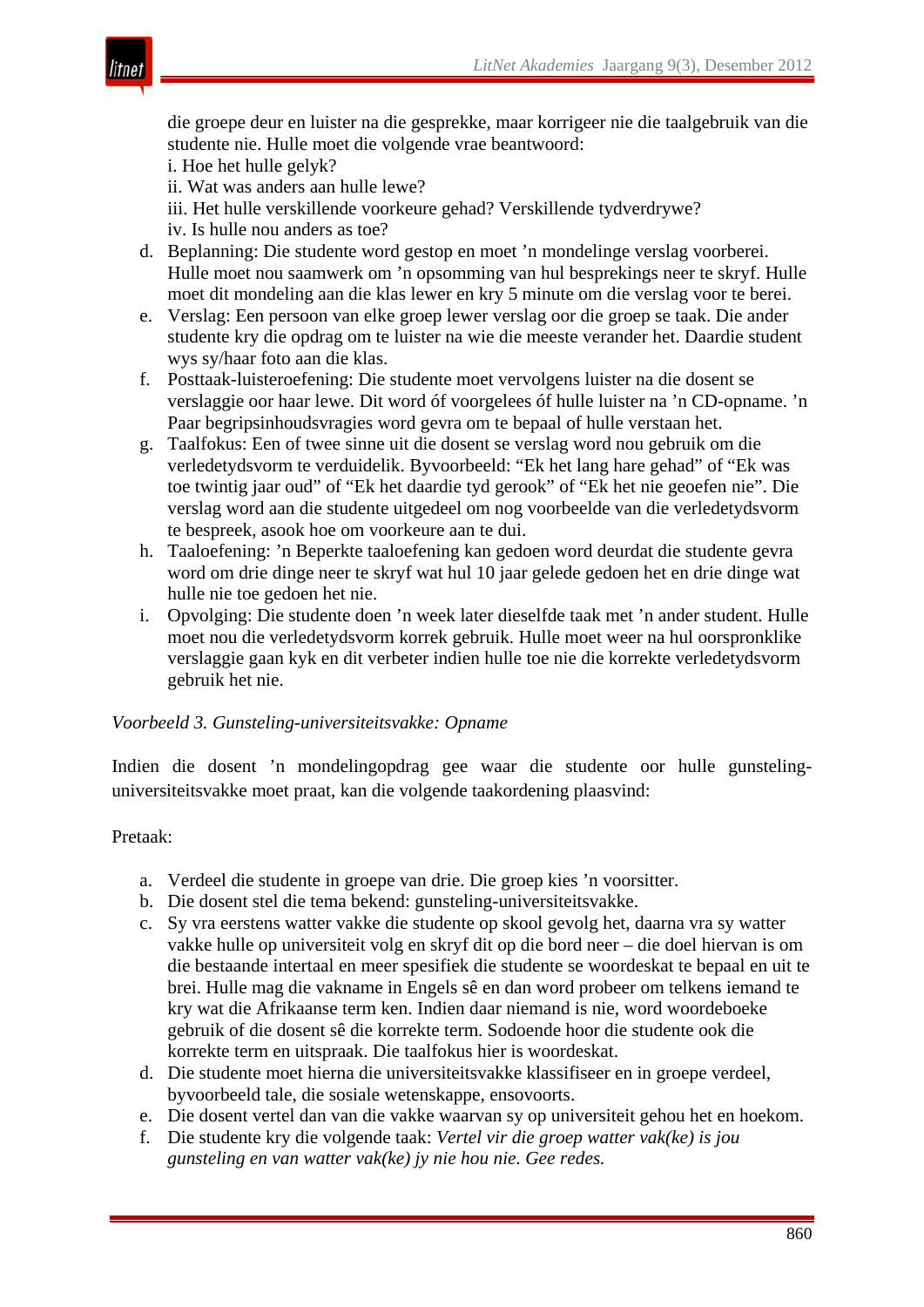die groepe deur en luister na die gesprekke, maar korrigeer nie die taalgebruik van die studente nie. Hulle moet die volgende vrae beantwoord:
i. Hoe het hulle gelyk?
ii. Wat was anders aan hulle lewe?
iii. Het hulle verskillende voorkeure gehad? Verskillende tydverdrywe?
iv. Is hulle nou anders as toe?

d. Beplanning: Die studente word gestop en moet ’n mondelinge verslag voorberei. Hulle moet nou saamwerk om ’n opsomming van hul besprekings neer te skryf. Hulle moet dit mondeling aan die klas lewer en kry 5 minute om die verslag voor te berei.
e. Verslag: Een persoon van elke groep lewer verslag oor die groep se taak. Die ander studente kry die opdrag om te luister na wie die meeste verander het. Daardie student wys sy/haar foto aan die klas.
f. Posttaak-luisteroefening: Die studente moet vervolgens luister na die dosent se verslaggie oor haar lewe. Dit word óf voorgelees óf hulle luister na ’n CD-opname. ’n Paar begripsinhoudsvragies word gevra om te bepaal of hulle verstaan het.
g. Taalfokus: Een of twee sinne uit die dosent se verslag word nou gebruik om die verledetydsvorm te verduidelik. Byvoorbeeld: “Ek het lang hare gehad” of “Ek was toe twintig jaar oud” of “Ek het daardie tyd gerook” of “Ek het nie geoefen nie”. Die verslag word aan die studente uitgedeel om nog voorbeelde van die verledetydsvorm te bespreek, asook hoe om voorkeure aan te dui.
h. Taaloefening: ’n Beperkte taaloefening kan gedoen word deurdat die studente gevra word om drie dinge neer te skryf wat hul 10 jaar gelede gedoen het en drie dinge wat hulle nie toe gedoen het nie.
i. Opvolging: Die studente doen ’n week later dieselfde taak met ’n ander student. Hulle moet nou die verledetydsvorm korrek gebruik. Hulle moet weer na hul oorspronklike verslaggie gaan kyk en dit verbeter indien hulle toe nie die korrekte verledetydsvorm gebruik het nie.

*Voorbeeld 3. Gunsteling-universiteitsvakke: Opname*

Indien die dosent ’n mondelingopdrag gee waar die studente oor hulle gunsteling-universiteitsvakke moet praat, kan die volgende taakordening plaasvind:

Pretaak:

a. Verdeel die studente in groepe van drie. Die groep kies ’n voorsitter.
b. Die dosent stel die tema bekend: gunsteling-universiteitsvakke.
c. Sy vra eerstens watter vakke die studente op skool gevolg het, daarna vra sy watter vakke hulle op universiteit volg en skryf dit op die bord neer – die doel hiervan is om die bestaande intertaal en meer spesifiek die studente se woordeskat te bepaal en uit te brei. Hulle mag die vakname in Engels sê en dan word probeer om telkens iemand te kry wat die Afrikaanse term ken. Indien daar niemand is nie, word woordeboeke gebruik of die dosent sê die korrekte term. Sodoende hoor die studente ook die korrekte term en uitspraak. Die taalfokus hier is woordeskat.
d. Die studente moet hierna die universiteitsvakke klassifiseer en in groepe verdeel, byvoorbeeld tale, die sosiale wetenskappe, ensovoorts.
e. Die dosent vertel dan van die vakke waarvan sy op universiteit gehou het en hoekom.
f. Die studente kry die volgende taak: *Vertel vir die groep watter vak(ke) is jou gunsteling en van watter vak(ke) jy nie hou nie. Gee redes.*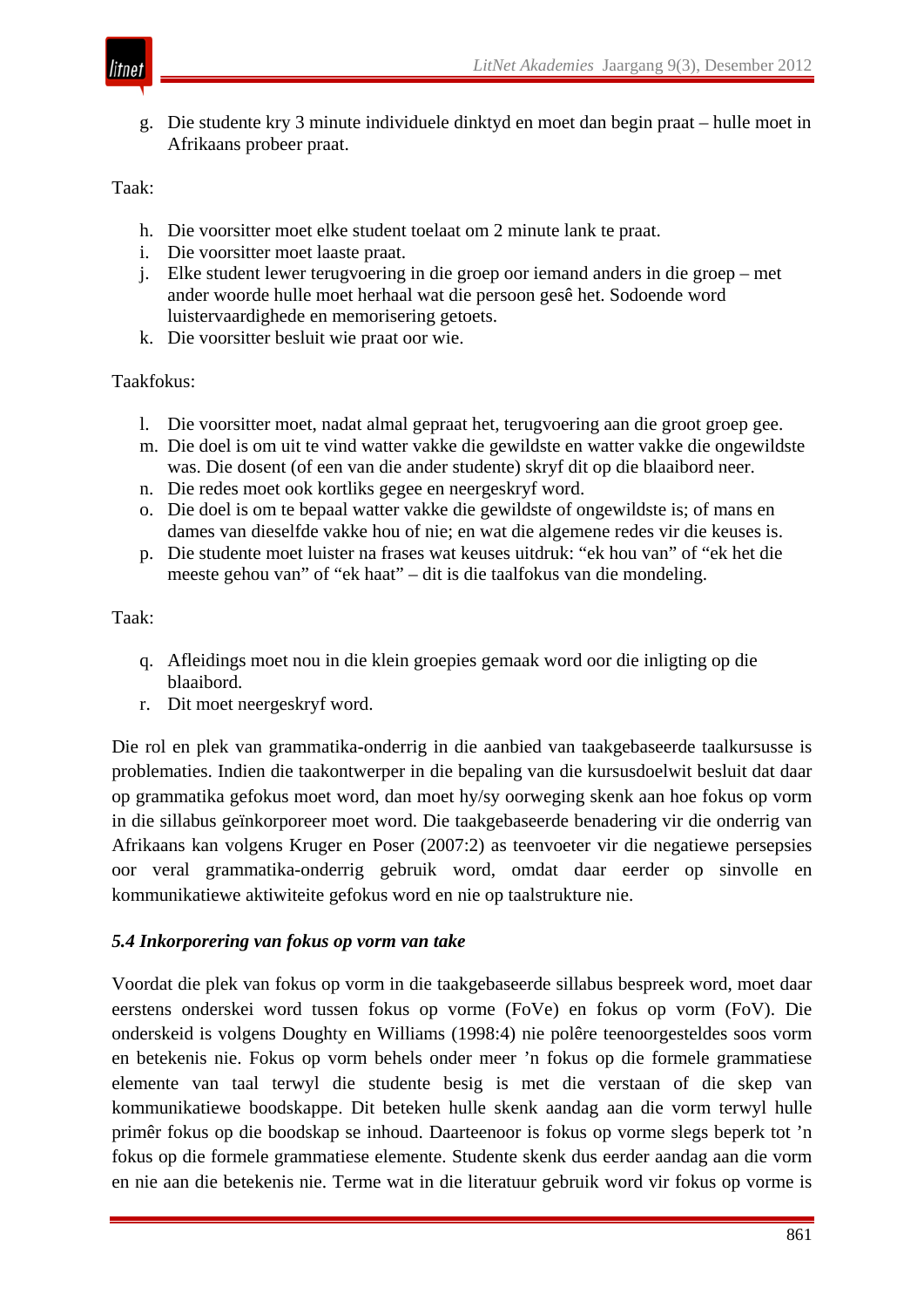g. Die studente kry 3 minute individuele dinktyd en moet dan begin praat – hulle moet in Afrikaans probeer praat.

Taak:

h. Die voorsitter moet elke student toelaat om 2 minute lank te praat.
i. Die voorsitter moet laaste praat.
j. Elke student lewer terugvoering in die groep oor iemand anders in die groep – met ander woorde hulle moet herhaal wat die persoon gesê het. Sodoende word luistervaardighede en memorisering getoets.
k. Die voorsitter besluit wie praat oor wie.

Taakfokus:

l. Die voorsitter moet, nadat almal gepraat het, terugvoering aan die groot groep gee.
m. Die doel is om uit te vind watter vakke die gewildste en watter vakke die ongewildste was. Die dosent (of een van die ander studente) skryf dit op die blaaibord neer.
n. Die redes moet ook kortliks gegee en neergeskryf word.
o. Die doel is om te bepaal watter vakke die gewildste of ongewildste is; of mans en dames van dieselfde vakke hou of nie; en wat die algemene redes vir die keuses is.
p. Die studente moet luister na frases wat keuses uitdruk: "ek hou van" of "ek het die meeste gehou van" of "ek haat" – dit is die taalfokus van die mondeling.

Taak:

q. Afleidings moet nou in die klein groepies gemaak word oor die inligting op die blaaibord.
r. Dit moet neergeskryf word.

Die rol en plek van grammatika-onderrig in die aanbied van taakgebaseerde taalkursusse is problematies. Indien die taakontwerper in die bepaling van die kursusdoelwit besluit dat daar op grammatika gefokus moet word, dan moet hy/sy oorweging skenk aan hoe fokus op vorm in die sillabus geïnkorporeer moet word. Die taakgebaseerde benadering vir die onderrig van Afrikaans kan volgens Kruger en Poser (2007:2) as teenvoeter vir die negatiewe persepsies oor veral grammatika-onderrig gebruik word, omdat daar eerder op sinvolle en kommunikatiewe aktiwiteite gefokus word en nie op taalstrukture nie.

### *5.4 Inkorporering van fokus op vorm van take*

Voordat die plek van fokus op vorm in die taakgebaseerde sillabus bespreek word, moet daar eerstens onderskei word tussen fokus op vorme (FoVe) en fokus op vorm (FoV). Die onderskeid is volgens Doughty en Williams (1998:4) nie polêre teenoorgesteldes soos vorm en betekenis nie. Fokus op vorm behels onder meer 'n fokus op die formele grammatiese elemente van taal terwyl die studente besig is met die verstaan of die skep van kommunikatiewe boodskappe. Dit beteken hulle skenk aandag aan die vorm terwyl hulle primêr fokus op die boodskap se inhoud. Daarteenoor is fokus op vorme slegs beperk tot 'n fokus op die formele grammatiese elemente. Studente skenk dus eerder aandag aan die vorm en nie aan die betekenis nie. Terme wat in die literatuur gebruik word vir fokus op vorme is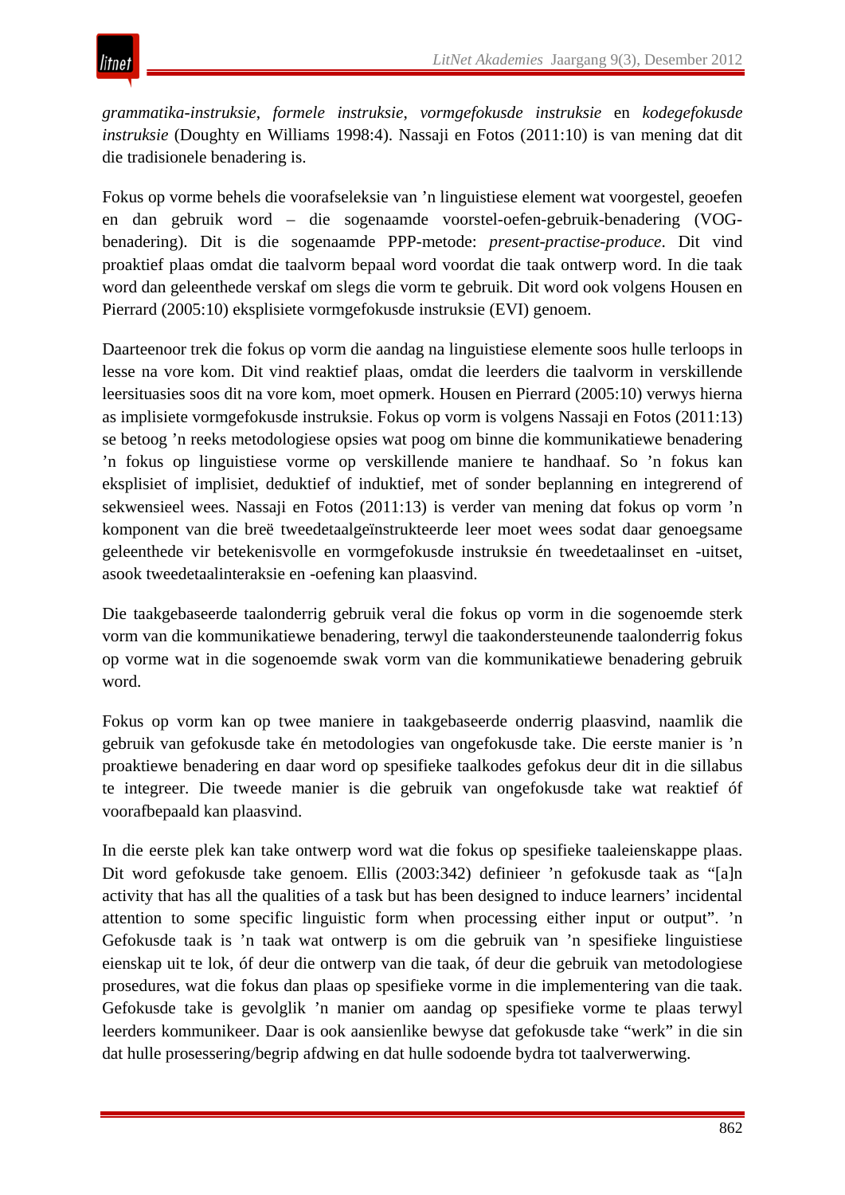*grammatika-instruksie*, *formele instruksie*, *vormgefokusde instruksie* en *kodegefokusde instruksie* (Doughty en Williams 1998:4). Nassaji en Fotos (2011:10) is van mening dat dit die tradisionele benadering is.

Fokus op vorme behels die voorafseleksie van ’n linguistiese element wat voorgestel, geoefen en dan gebruik word – die sogenaamde voorstel-oefen-gebruik-benadering (VOG-benadering). Dit is die sogenaamde PPP-metode: *present-practise-produce*. Dit vind proaktief plaas omdat die taalvorm bepaal word voordat die taak ontwerp word. In die taak word dan geleenthede verskaf om slegs die vorm te gebruik. Dit word ook volgens Housen en Pierrard (2005:10) eksplisiete vormgefokusde instruksie (EVI) genoem.

Daarteenoor trek die fokus op vorm die aandag na linguistiese elemente soos hulle terloops in lesse na vore kom. Dit vind reaktief plaas, omdat die leerders die taalvorm in verskillende leersituasies soos dit na vore kom, moet opmerk. Housen en Pierrard (2005:10) verwys hierna as implisiete vormgefokusde instruksie. Fokus op vorm is volgens Nassaji en Fotos (2011:13) se betoog ’n reeks metodologiese opsies wat poog om binne die kommunikatiewe benadering ’n fokus op linguistiese vorme op verskillende maniere te handhaaf. So ’n fokus kan eksplisiet of implisiet, deduktief of induktief, met of sonder beplanning en integrerend of sekwensieel wees. Nassaji en Fotos (2011:13) is verder van mening dat fokus op vorm ’n komponent van die breë tweedetaalgeïnstrukteerde leer moet wees sodat daar genoegsame geleenthede vir betekenisvolle en vormgefokusde instruksie én tweedetaalinset en -uitset, asook tweedetaalinteraksie en -oefening kan plaasvind.

Die taakgebaseerde taalonderrig gebruik veral die fokus op vorm in die sogenoemde sterk vorm van die kommunikatiewe benadering, terwyl die taakondersteunende taalonderrig fokus op vorme wat in die sogenoemde swak vorm van die kommunikatiewe benadering gebruik word.

Fokus op vorm kan op twee maniere in taakgebaseerde onderrig plaasvind, naamlik die gebruik van gefokusde take én metodologies van ongefokusde take. Die eerste manier is ’n proaktiewe benadering en daar word op spesifieke taalkodes gefokus deur dit in die sillabus te integreer. Die tweede manier is die gebruik van ongefokusde take wat reaktief óf voorafbepaald kan plaasvind.

In die eerste plek kan take ontwerp word wat die fokus op spesifieke taaleienskappe plaas. Dit word gefokusde take genoem. Ellis (2003:342) definieer ’n gefokusde taak as “[a]n activity that has all the qualities of a task but has been designed to induce learners’ incidental attention to some specific linguistic form when processing either input or output”. ’n Gefokusde taak is ’n taak wat ontwerp is om die gebruik van ’n spesifieke linguistiese eienskap uit te lok, óf deur die ontwerp van die taak, óf deur die gebruik van metodologiese prosedures, wat die fokus dan plaas op spesifieke vorme in die implementering van die taak. Gefokusde take is gevolglik ’n manier om aandag op spesifieke vorme te plaas terwyl leerders kommunikeer. Daar is ook aansienlike bewyse dat gefokusde take “werk” in die sin dat hulle prosessering/begrip afdwing en dat hulle sodoende bydra tot taalverwerwing.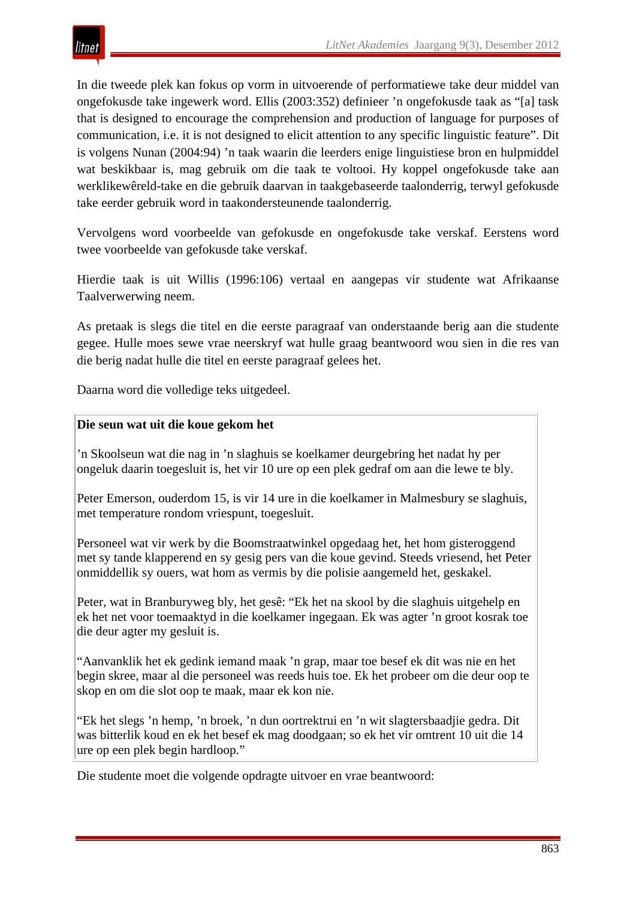In die tweede plek kan fokus op vorm in uitvoerende of performatiewe take deur middel van ongefokusde take ingewerk word. Ellis (2003:352) definieer ’n ongefokusde taak as “[a] task that is designed to encourage the comprehension and production of language for purposes of communication, i.e. it is not designed to elicit attention to any specific linguistic feature”. Dit is volgens Nunan (2004:94) ’n taak waarin die leerders enige linguistiese bron en hulpmiddel wat beskikbaar is, mag gebruik om die taak te voltooi. Hy koppel ongefokusde take aan werklikewêreld-take en die gebruik daarvan in taakgebaseerde taalonderrig, terwyl gefokusde take eerder gebruik word in taakondersteunende taalonderrig.

Vervolgens word voorbeelde van gefokusde en ongefokusde take verskaf. Eerstens word twee voorbeelde van gefokusde take verskaf.

Hierdie taak is uit Willis (1996:106) vertaal en aangepas vir studente wat Afrikaanse Taalverwerwing neem.

As pretaak is slegs die titel en die eerste paragraaf van onderstaande berig aan die studente gegee. Hulle moes sewe vrae neerskryf wat hulle graag beantwoord wou sien in die res van die berig nadat hulle die titel en eerste paragraaf gelees het.

Daarna word die volledige teks uitgedeel.

**Die seun wat uit die koue gekom het**

’n Skoolseun wat die nag in ’n slaghuis se koelkamer deurgebring het nadat hy per ongeluk daarin toegesluit is, het vir 10 ure op een plek gedraf om aan die lewe te bly.

Peter Emerson, ouderdom 15, is vir 14 ure in die koelkamer in Malmesbury se slaghuis, met temperature rondom vriespunt, toegesluit.

Personeel wat vir werk by die Boomstraatwinkel opgedaag het, het hom gisteroggend met sy tande klapperend en sy gesig pers van die koue gevind. Steeds vriesend, het Peter onmiddellik sy ouers, wat hom as vermis by die polisie aangemeld het, geskakel.

Peter, wat in Branburyweg bly, het gesê: “Ek het na skool by die slaghuis uitgehelp en ek het net voor toemaaktyd in die koelkamer ingegaan. Ek was agter ’n groot kosrak toe die deur agter my gesluit is.

“Aanvanklik het ek gedink iemand maak ’n grap, maar toe besef ek dit was nie en het begin skree, maar al die personeel was reeds huis toe. Ek het probeer om die deur oop te skop en om die slot oop te maak, maar ek kon nie.

“Ek het slegs ’n hemp, ’n broek, ’n dun oortrektrui en ’n wit slagtersbaadjie gedra. Dit was bitterlik koud en ek het besef ek mag doodgaan; so ek het vir omtrent 10 uit die 14 ure op een plek begin hardloop.”

Die studente moet die volgende opdragte uitvoer en vrae beantwoord: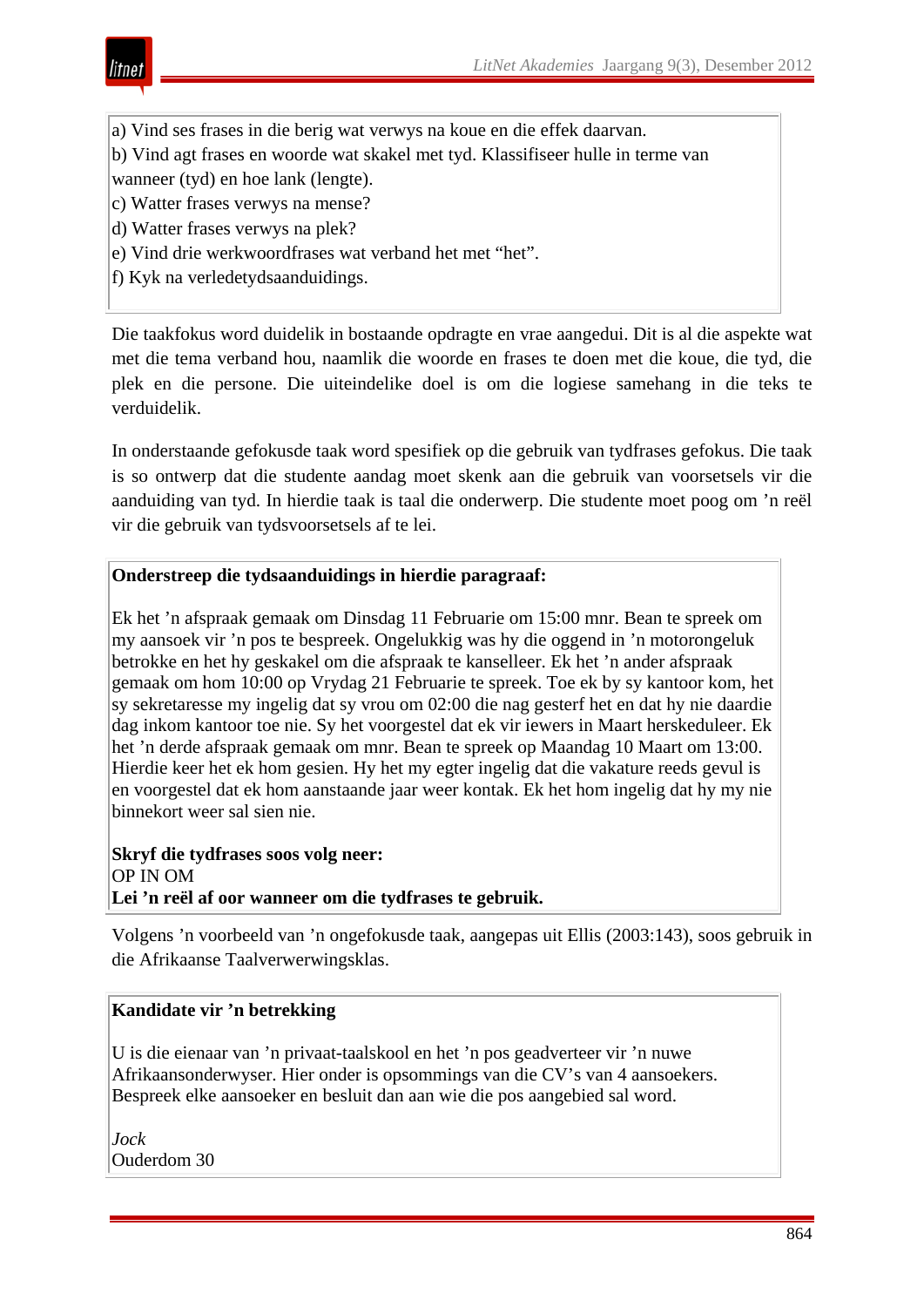a) Vind ses frases in die berig wat verwys na koue en die effek daarvan.
b) Vind agt frases en woorde wat skakel met tyd. Klassifiseer hulle in terme van wanneer (tyd) en hoe lank (lengte).
c) Watter frases verwys na mense?
d) Watter frases verwys na plek?
e) Vind drie werkwoordfrases wat verband het met "het".
f) Kyk na verledetydsaanduidings.

Die taakfokus word duidelik in bostaande opdragte en vrae aangedui. Dit is al die aspekte wat met die tema verband hou, naamlik die woorde en frases te doen met die koue, die tyd, die plek en die persone. Die uiteindelike doel is om die logiese samehang in die teks te verduidelik.

In onderstaande gefokusde taak word spesifiek op die gebruik van tydfrases gefokus. Die taak is so ontwerp dat die studente aandag moet skenk aan die gebruik van voorsetsels vir die aanduiding van tyd. In hierdie taak is taal die onderwerp. Die studente moet poog om 'n reël vir die gebruik van tydsvoorsetsels af te lei.

**Onderstreep die tydsaanduidings in hierdie paragraaf:**

Ek het 'n afspraak gemaak om Dinsdag 11 Februarie om 15:00 mnr. Bean te spreek om my aansoek vir 'n pos te bespreek. Ongelukkig was hy die oggend in 'n motorongeluk betrokke en het hy geskakel om die afspraak te kanselleer. Ek het 'n ander afspraak gemaak om hom 10:00 op Vrydag 21 Februarie te spreek. Toe ek by sy kantoor kom, het sy sekretaresse my ingelig dat sy vrou om 02:00 die nag gesterf het en dat hy nie daardie dag inkom kantoor toe nie. Sy het voorgestel dat ek vir iewers in Maart herskeduleer. Ek het 'n derde afspraak gemaak om mnr. Bean te spreek op Maandag 10 Maart om 13:00. Hierdie keer het ek hom gesien. Hy het my egter ingelig dat die vakature reeds gevul is en voorgestel dat ek hom aanstaande jaar weer kontak. Ek het hom ingelig dat hy my nie binnekort weer sal sien nie.

**Skryf die tydfrases soos volg neer:**
OP IN OM
**Lei 'n reël af oor wanneer om die tydfrases te gebruik.**

Volgens 'n voorbeeld van 'n ongefokusde taak, aangepas uit Ellis (2003:143), soos gebruik in die Afrikaanse Taalverwerwingsklas.

**Kandidate vir 'n betrekking**

U is die eienaar van 'n privaat-taalskool en het 'n pos geadverteer vir 'n nuwe Afrikaansonderwyser. Hier onder is opsommings van die CV's van 4 aansoekers. Bespreek elke aansoeker en besluit dan aan wie die pos aangebied sal word.

*Jock*
Ouderdom 30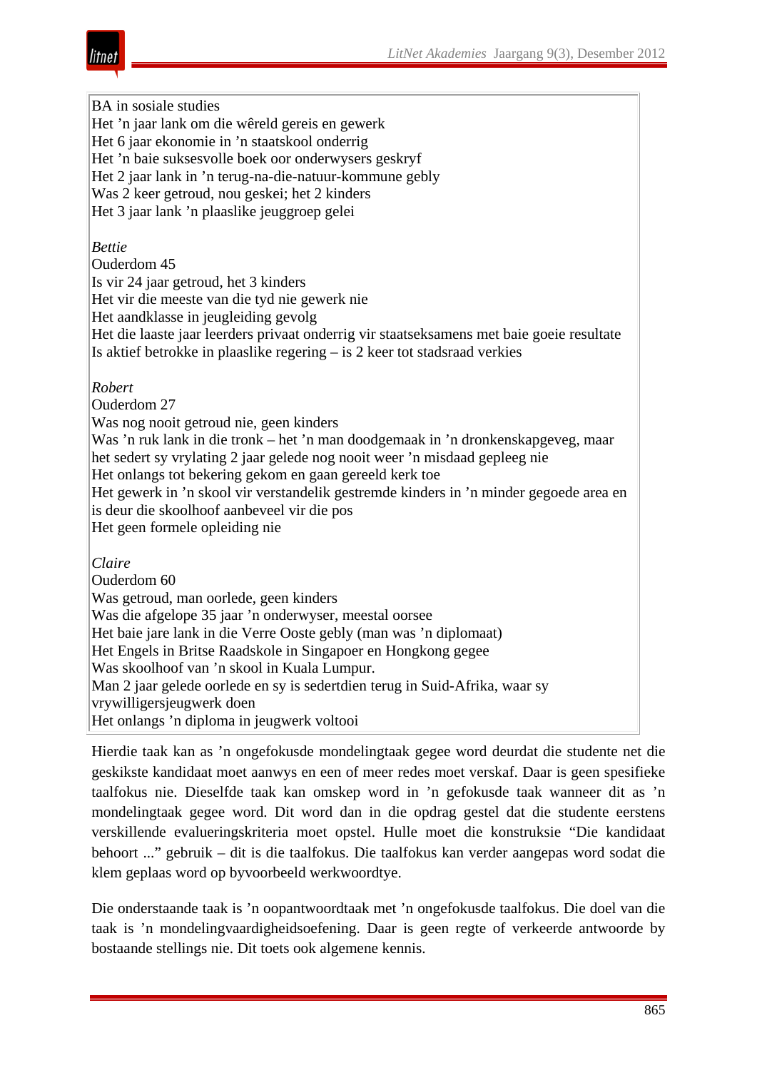BA in sosiale studies
Het ’n jaar lank om die wêreld gereis en gewerk
Het 6 jaar ekonomie in ’n staatskool onderrig
Het ’n baie suksesvolle boek oor onderwysers geskryf
Het 2 jaar lank in ’n terug-na-die-natuur-kommune gebly
Was 2 keer getroud, nou geskei; het 2 kinders
Het 3 jaar lank ’n plaaslike jeuggroep gelei

*Bettie*
Ouderdom 45
Is vir 24 jaar getroud, het 3 kinders
Het vir die meeste van die tyd nie gewerk nie
Het aandklasse in jeugleiding gevolg
Het die laaste jaar leerders privaat onderrig vir staatseksamens met baie goeie resultate
Is aktief betrokke in plaaslike regering – is 2 keer tot stadsraad verkies

*Robert*
Ouderdom 27
Was nog nooit getroud nie, geen kinders
Was ’n ruk lank in die tronk – het ’n man doodgemaak in ’n dronkenskapgeveg, maar het sedert sy vrylating 2 jaar gelede nog nooit weer ’n misdaad gepleeg nie
Het onlangs tot bekering gekom en gaan gereeld kerk toe
Het gewerk in ’n skool vir verstandelik gestremde kinders in ’n minder gegoede area en is deur die skoolhoof aanbeveel vir die pos
Het geen formele opleiding nie

*Claire*
Ouderdom 60
Was getroud, man oorlede, geen kinders
Was die afgelope 35 jaar ’n onderwyser, meestal oorsee
Het baie jare lank in die Verre Ooste gebly (man was ’n diplomaat)
Het Engels in Britse Raadskole in Singapoer en Hongkong gegee
Was skoolhoof van ’n skool in Kuala Lumpur.
Man 2 jaar gelede oorlede en sy is sedertdien terug in Suid-Afrika, waar sy vrywilligersjeugwerk doen
Het onlangs ’n diploma in jeugwerk voltooi

Hierdie taak kan as ’n ongefokusde mondelingtaak gegee word deurdat die studente net die geskikste kandidaat moet aanwys en een of meer redes moet verskaf. Daar is geen spesifieke taalfokus nie. Dieselfde taak kan omskep word in ’n gefokusde taak wanneer dit as ’n mondelingtaak gegee word. Dit word dan in die opdrag gestel dat die studente eerstens verskillende evalueringskriteria moet opstel. Hulle moet die konstruksie “Die kandidaat behoort ...” gebruik – dit is die taalfokus. Die taalfokus kan verder aangepas word sodat die klem geplaas word op byvoorbeeld werkwoordtye.

Die onderstaande taak is ’n oopantwoordtaak met ’n ongefokusde taalfokus. Die doel van die taak is ’n mondelingvaardigheidsoefening. Daar is geen regte of verkeerde antwoorde by bostaande stellings nie. Dit toets ook algemene kennis.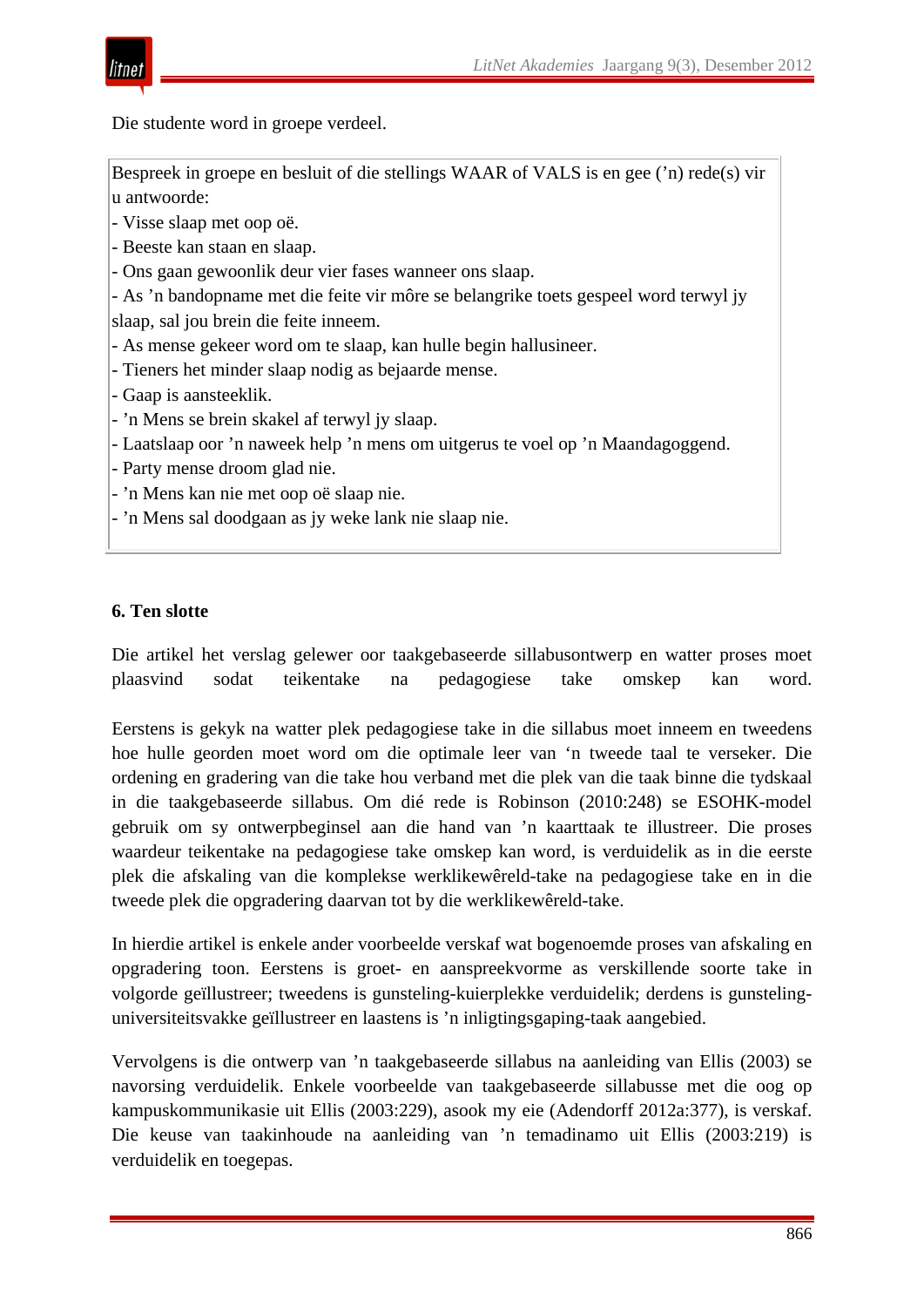Die studente word in groepe verdeel.

Bespreek in groepe en besluit of die stellings WAAR of VALS is en gee (’n) rede(s) vir u antwoorde:
- Visse slaap met oop oë.
- Beeste kan staan en slaap.
- Ons gaan gewoonlik deur vier fases wanneer ons slaap.
- As ’n bandopname met die feite vir môre se belangrike toets gespeel word terwyl jy slaap, sal jou brein die feite inneem.
- As mense gekeer word om te slaap, kan hulle begin hallusineer.
- Tieners het minder slaap nodig as bejaarde mense.
- Gaap is aansteeklik.
- ’n Mens se brein skakel af terwyl jy slaap.
- Laatslaap oor ’n naweek help ’n mens om uitgerus te voel op ’n Maandagoggend.
- Party mense droom glad nie.
- ’n Mens kan nie met oop oë slaap nie.
- ’n Mens sal doodgaan as jy weke lank nie slaap nie.

### 6. Ten slotte

Die artikel het verslag gelewer oor taakgebaseerde sillabusontwerp en watter proses moet plaasvind sodat teikentake na pedagogiese take omskep kan word.

Eerstens is gekyk na watter plek pedagogiese take in die sillabus moet inneem en tweedens hoe hulle georden moet word om die optimale leer van ‘n tweede taal te verseker. Die ordening en gradering van die take hou verband met die plek van die taak binne die tydskaal in die taakgebaseerde sillabus. Om dié rede is Robinson (2010:248) se ESOHK-model gebruik om sy ontwerpbeginsel aan die hand van ’n kaarttaak te illustreer. Die proses waardeur teikentake na pedagogiese take omskep kan word, is verduidelik as in die eerste plek die afskaling van die komplekse werklikewêreld-take na pedagogiese take en in die tweede plek die opgradering daarvan tot by die werklikewêreld-take.

In hierdie artikel is enkele ander voorbeelde verskaf wat bogenoemde proses van afskaling en opgradering toon. Eerstens is groet- en aanspreekvorme as verskillende soorte take in volgorde geïllustreer; tweedens is gunsteling-kuierplekke verduidelik; derdens is gunsteling-universiteitsvakke geïllustreer en laastens is ’n inligtingsgaping-taak aangebied.

Vervolgens is die ontwerp van ’n taakgebaseerde sillabus na aanleiding van Ellis (2003) se navorsing verduidelik. Enkele voorbeelde van taakgebaseerde sillabusse met die oog op kampuskommunikasie uit Ellis (2003:229), asook my eie (Adendorff 2012a:377), is verskaf. Die keuse van taakinhoude na aanleiding van ’n temadinamo uit Ellis (2003:219) is verduidelik en toegepas.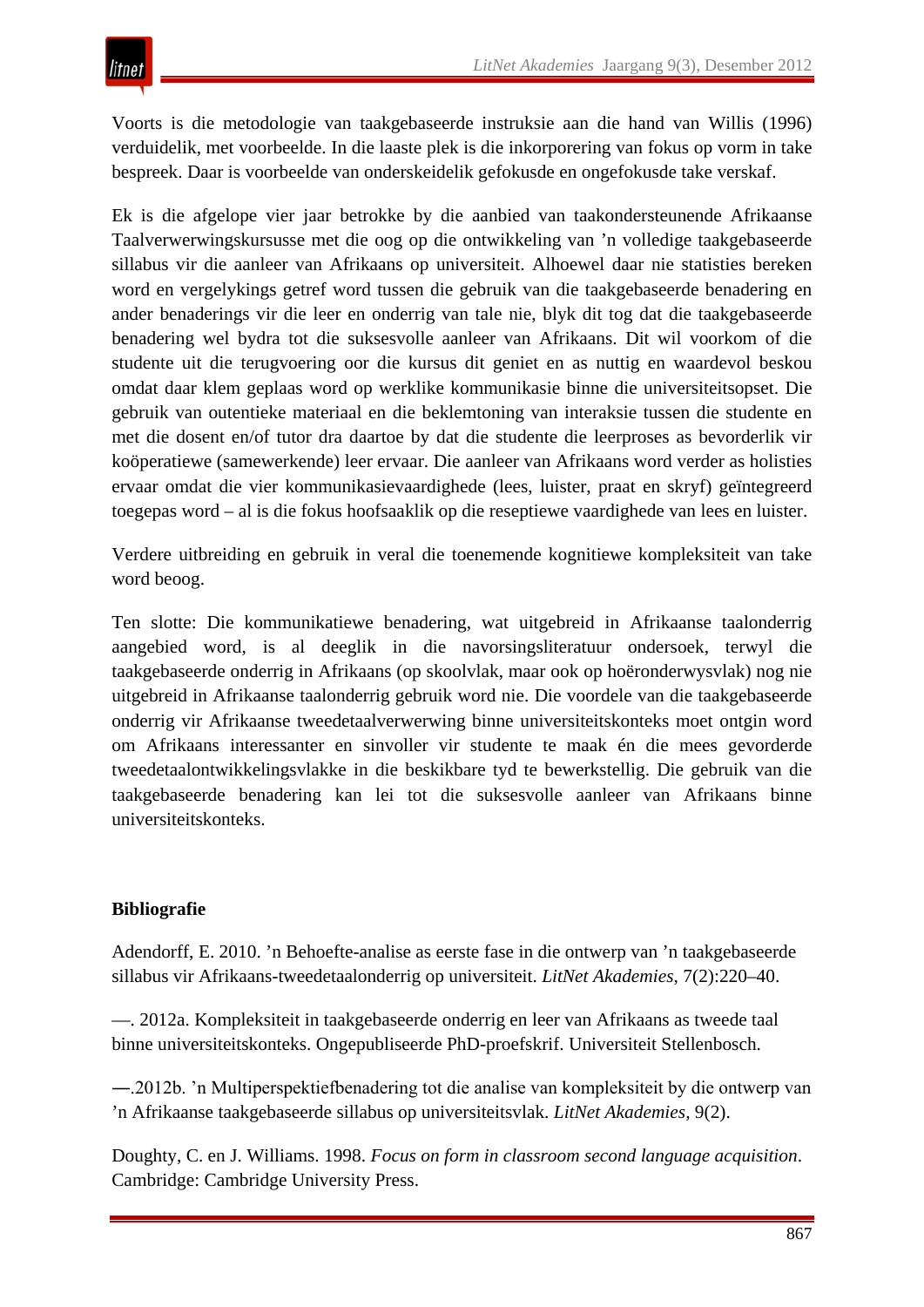Voorts is die metodologie van taakgebaseerde instruksie aan die hand van Willis (1996) verduidelik, met voorbeelde. In die laaste plek is die inkorporering van fokus op vorm in take bespreek. Daar is voorbeelde van onderskeidelik gefokusde en ongefokusde take verskaf.

Ek is die afgelope vier jaar betrokke by die aanbied van taakondersteunende Afrikaanse Taalverwerwingskursusse met die oog op die ontwikkeling van ’n volledige taakgebaseerde sillabus vir die aanleer van Afrikaans op universiteit. Alhoewel daar nie statisties bereken word en vergelykings getref word tussen die gebruik van die taakgebaseerde benadering en ander benaderings vir die leer en onderrig van tale nie, blyk dit tog dat die taakgebaseerde benadering wel bydra tot die suksesvolle aanleer van Afrikaans. Dit wil voorkom of die studente uit die terugvoering oor die kursus dit geniet en as nuttig en waardevol beskou omdat daar klem geplaas word op werklike kommunikasie binne die universiteitsopset. Die gebruik van outentieke materiaal en die beklemtoning van interaksie tussen die studente en met die dosent en/of tutor dra daartoe by dat die studente die leerproses as bevorderlik vir koöperatiewe (samewerkende) leer ervaar. Die aanleer van Afrikaans word verder as holisties ervaar omdat die vier kommunikasievaardighede (lees, luister, praat en skryf) geïntegreerd toegepas word – al is die fokus hoofsaaklik op die reseptiewe vaardighede van lees en luister.

Verdere uitbreiding en gebruik in veral die toenemende kognitiewe kompleksiteit van take word beoog.

Ten slotte: Die kommunikatiewe benadering, wat uitgebreid in Afrikaanse taalonderrig aangebied word, is al deeglik in die navorsingsliteratuur ondersoek, terwyl die taakgebaseerde onderrig in Afrikaans (op skoolvlak, maar ook op hoëronderwysvlak) nog nie uitgebreid in Afrikaanse taalonderrig gebruik word nie. Die voordele van die taakgebaseerde onderrig vir Afrikaanse tweedetaalverwerwing binne universiteitskonteks moet ontgin word om Afrikaans interessanter en sinvoller vir studente te maak én die mees gevorderde tweedetaalontwikkelingsvlakke in die beskikbare tyd te bewerkstellig. Die gebruik van die taakgebaseerde benadering kan lei tot die suksesvolle aanleer van Afrikaans binne universiteitskonteks.

## Bibliografie

Adendorff, E. 2010. ’n Behoefte-analise as eerste fase in die ontwerp van ’n taakgebaseerde sillabus vir Afrikaans-tweedetaalonderrig op universiteit. *LitNet Akademies*, 7(2):220–40.

—. 2012a. Kompleksiteit in taakgebaseerde onderrig en leer van Afrikaans as tweede taal binne universiteitskonteks. Ongepubliseerde PhD-proefskrif. Universiteit Stellenbosch.

—.2012b. ’n Multiperspektiefbenadering tot die analise van kompleksiteit by die ontwerp van ’n Afrikaanse taakgebaseerde sillabus op universiteitsvlak. *LitNet Akademies*, 9(2).

Doughty, C. en J. Williams. 1998. *Focus on form in classroom second language acquisition*. Cambridge: Cambridge University Press.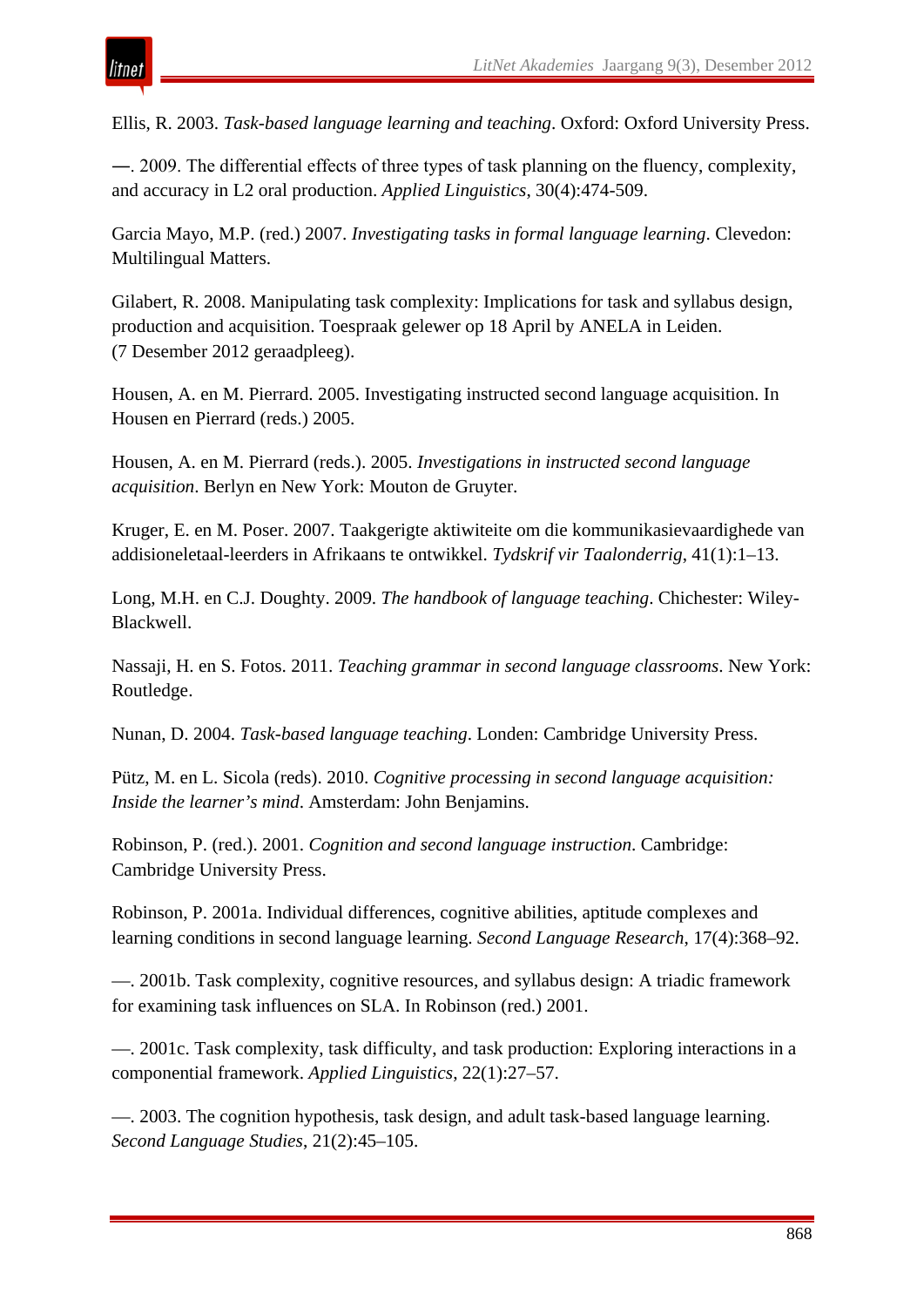Ellis, R. 2003. *Task-based language learning and teaching*. Oxford: Oxford University Press.

—. 2009. The differential effects of three types of task planning on the fluency, complexity, and accuracy in L2 oral production. *Applied Linguistics*, 30(4):474-509.

Garcia Mayo, M.P. (red.) 2007. *Investigating tasks in formal language learning*. Clevedon: Multilingual Matters.

Gilabert, R. 2008. Manipulating task complexity: Implications for task and syllabus design, production and acquisition. Toespraak gelewer op 18 April by ANELA in Leiden. (7 Desember 2012 geraadpleeg).

Housen, A. en M. Pierrard. 2005. Investigating instructed second language acquisition. In Housen en Pierrard (reds.) 2005.

Housen, A. en M. Pierrard (reds.). 2005. *Investigations in instructed second language acquisition*. Berlyn en New York: Mouton de Gruyter.

Kruger, E. en M. Poser. 2007. Taakgerigte aktiwiteite om die kommunikasievaardighede van addisioneletaal-leerders in Afrikaans te ontwikkel. *Tydskrif vir Taalonderrig*, 41(1):1–13.

Long, M.H. en C.J. Doughty. 2009. *The handbook of language teaching*. Chichester: Wiley-Blackwell.

Nassaji, H. en S. Fotos. 2011. *Teaching grammar in second language classrooms*. New York: Routledge.

Nunan, D. 2004. *Task-based language teaching*. Londen: Cambridge University Press.

Pütz, M. en L. Sicola (reds). 2010. *Cognitive processing in second language acquisition: Inside the learner's mind*. Amsterdam: John Benjamins.

Robinson, P. (red.). 2001. *Cognition and second language instruction*. Cambridge: Cambridge University Press.

Robinson, P. 2001a. Individual differences, cognitive abilities, aptitude complexes and learning conditions in second language learning. *Second Language Research*, 17(4):368–92.

—. 2001b. Task complexity, cognitive resources, and syllabus design: A triadic framework for examining task influences on SLA. In Robinson (red.) 2001.

—. 2001c. Task complexity, task difficulty, and task production: Exploring interactions in a componential framework. *Applied Linguistics*, 22(1):27–57.

—. 2003. The cognition hypothesis, task design, and adult task-based language learning. *Second Language Studies*, 21(2):45–105.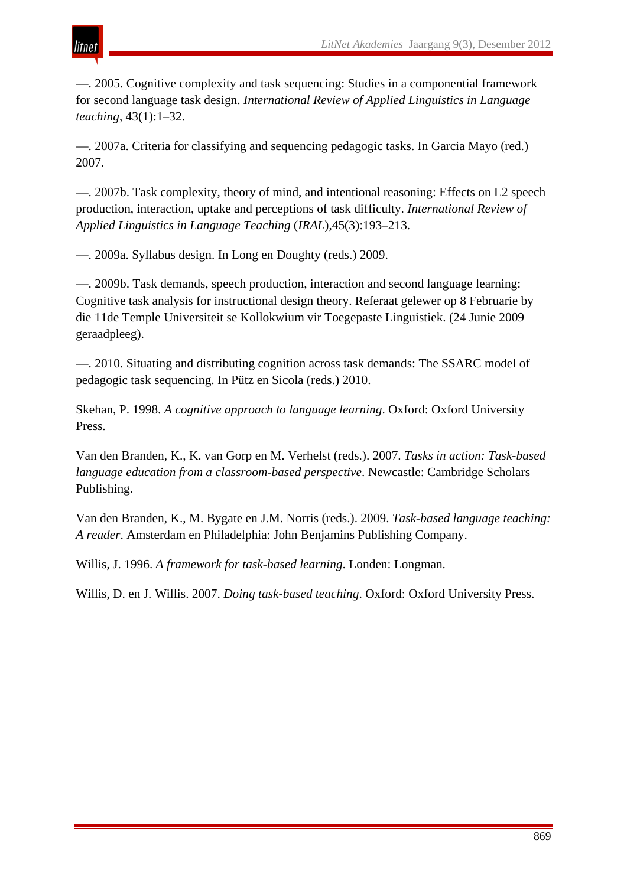—. 2005. Cognitive complexity and task sequencing: Studies in a componential framework for second language task design. *International Review of Applied Linguistics in Language teaching*, 43(1):1–32.

—. 2007a. Criteria for classifying and sequencing pedagogic tasks. In Garcia Mayo (red.) 2007.

—. 2007b. Task complexity, theory of mind, and intentional reasoning: Effects on L2 speech production, interaction, uptake and perceptions of task difficulty. *International Review of Applied Linguistics in Language Teaching* (*IRAL*),45(3):193–213.

—. 2009a. Syllabus design. In Long en Doughty (reds.) 2009.

—. 2009b. Task demands, speech production, interaction and second language learning: Cognitive task analysis for instructional design theory. Referaat gelewer op 8 Februarie by die 11de Temple Universiteit se Kollokwium vir Toegepaste Linguistiek. (24 Junie 2009 geraadpleeg).

—. 2010. Situating and distributing cognition across task demands: The SSARC model of pedagogic task sequencing. In Pütz en Sicola (reds.) 2010.

Skehan, P. 1998. *A cognitive approach to language learning*. Oxford: Oxford University Press.

Van den Branden, K., K. van Gorp en M. Verhelst (reds.). 2007. *Tasks in action: Task-based language education from a classroom-based perspective*. Newcastle: Cambridge Scholars Publishing.

Van den Branden, K., M. Bygate en J.M. Norris (reds.). 2009. *Task-based language teaching: A reader*. Amsterdam en Philadelphia: John Benjamins Publishing Company.

Willis, J. 1996. *A framework for task-based learning*. Londen: Longman.

Willis, D. en J. Willis. 2007. *Doing task-based teaching*. Oxford: Oxford University Press.